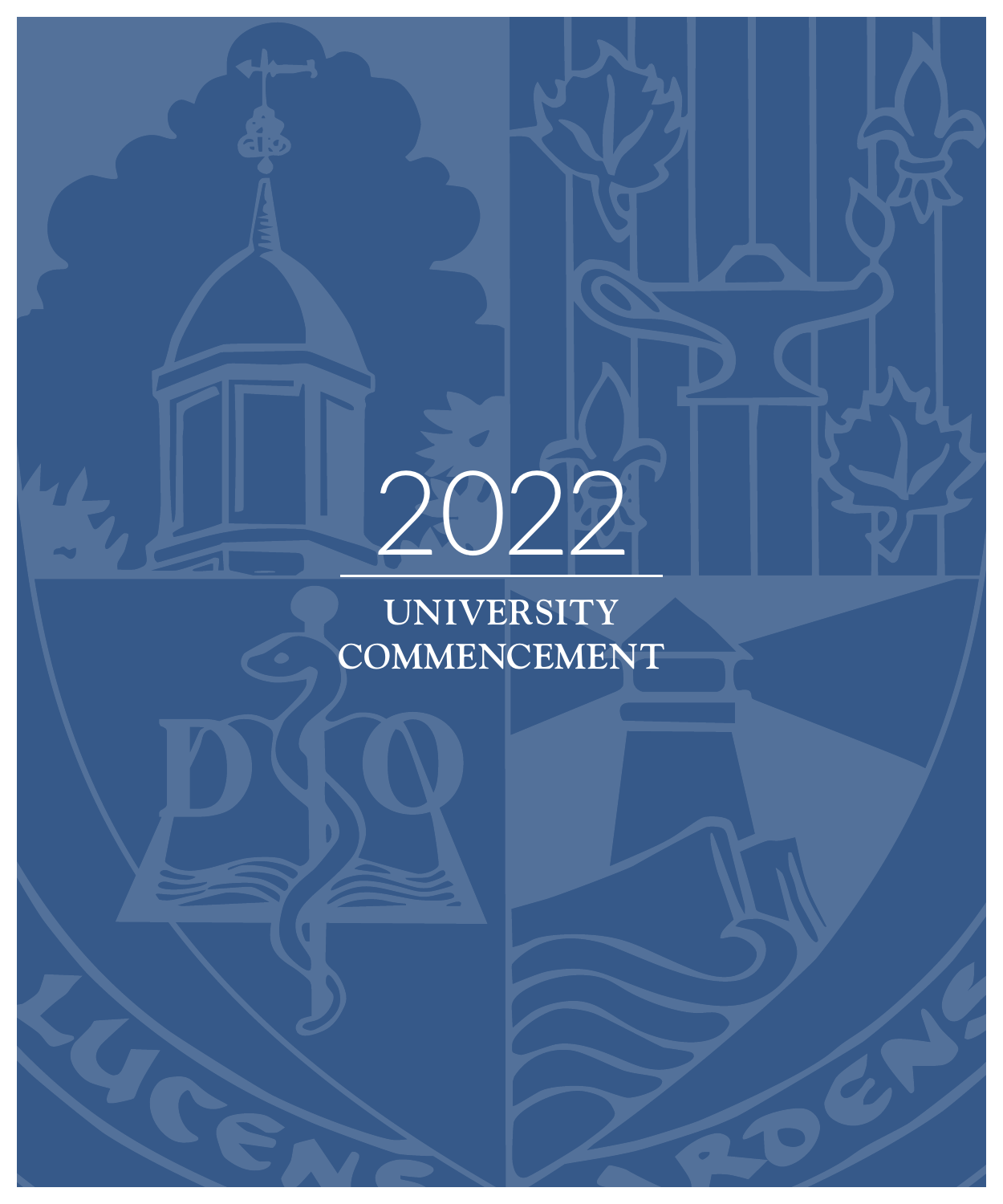# 2022

## UNIVERSITY COMMENCEMENT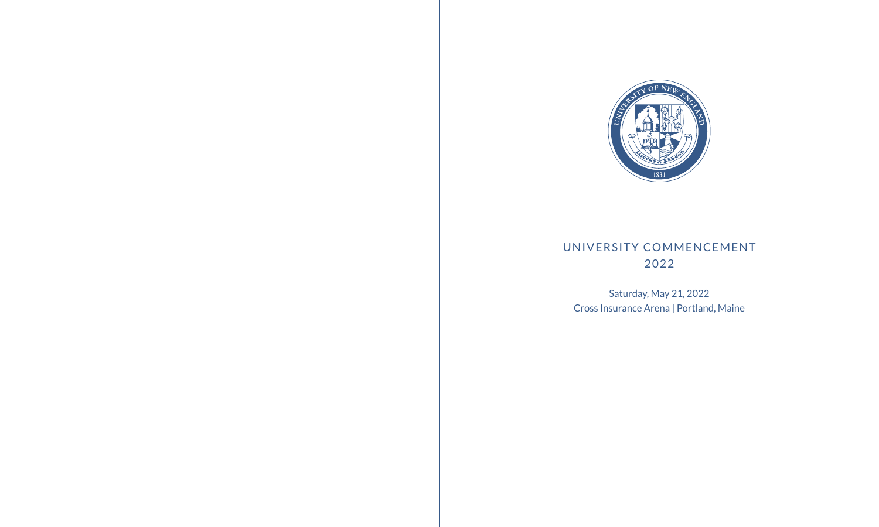# UNIVERSITY COMMENCEMENT 2022

Saturday, May 21, 2022
Cross Insurance Arena | Portland, Maine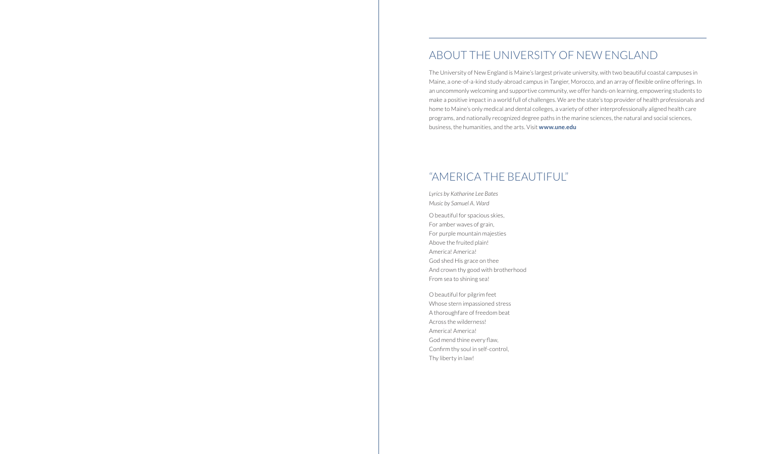## ABOUT THE UNIVERSITY OF NEW ENGLAND

The University of New England is Maine's largest private university, with two beautiful coastal campuses in Maine, a one-of-a-kind study-abroad campus in Tangier, Morocco, and an array of flexible online offerings. In an uncommonly welcoming and supportive community, we offer hands-on learning, empowering students to make a positive impact in a world full of challenges. We are the state's top provider of health professionals and home to Maine's only medical and dental colleges, a variety of other interprofessionally aligned health care programs, and nationally recognized degree paths in the marine sciences, the natural and social sciences, business, the humanities, and the arts. Visit **www.une.edu**

## "AMERICA THE BEAUTIFUL"

*Lyrics by Katharine Lee Bates*
*Music by Samuel A. Ward*

O beautiful for spacious skies,
For amber waves of grain,
For purple mountain majesties
Above the fruited plain!
America! America!
God shed His grace on thee
And crown thy good with brotherhood
From sea to shining sea!

O beautiful for pilgrim feet
Whose stern impassioned stress
A thoroughfare of freedom beat
Across the wilderness!
America! America!
God mend thine every flaw,
Confirm thy soul in self-control,
Thy liberty in law!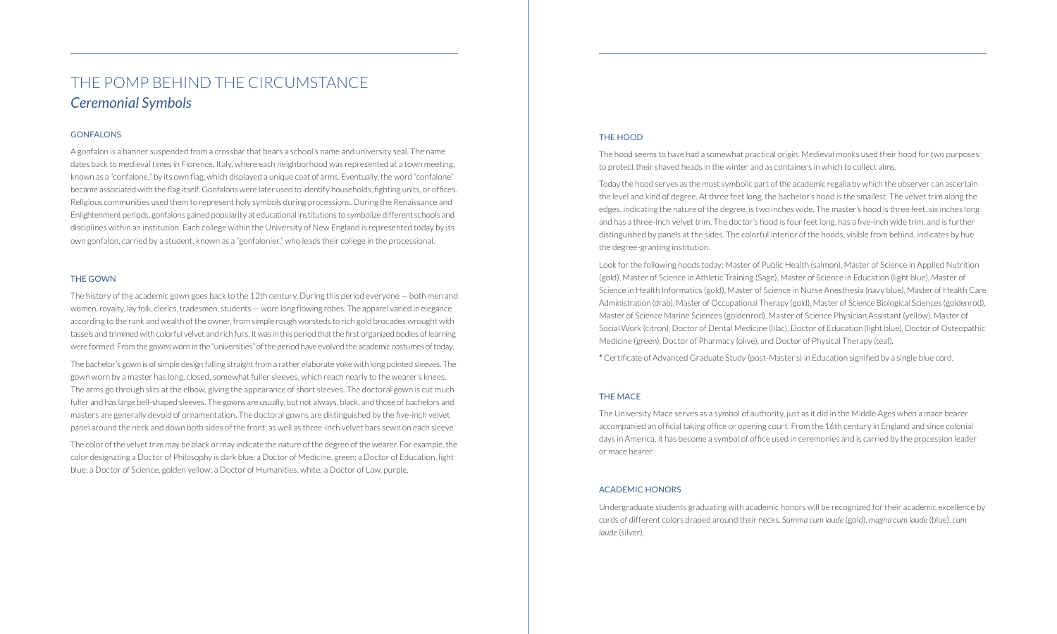# THE POMP BEHIND THE CIRCUMSTANCE
## *Ceremonial Symbols*

### GONFALONS

A gonfalon is a banner suspended from a crossbar that bears a school's name and university seal. The name dates back to medieval times in Florence, Italy, where each neighborhood was represented at a town meeting, known as a "confalone," by its own flag, which displayed a unique coat of arms. Eventually, the word "confalone" became associated with the flag itself. Gonfalons were later used to identify households, fighting units, or offices. Religious communities used them to represent holy symbols during processions. During the Renaissance and Enlightenment periods, gonfalons gained popularity at educational institutions to symbolize different schools and disciplines within an institution. Each college within the University of New England is represented today by its own gonfalon, carried by a student, known as a "gonfalonier," who leads their college in the processional.

### THE GOWN

The history of the academic gown goes back to the 12th century. During this period everyone — both men and women, royalty, lay folk, clerics, tradesmen, students — wore long flowing robes. The apparel varied in elegance according to the rank and wealth of the owner, from simple rough worsteds to rich gold brocades wrought with tassels and trimmed with colorful velvet and rich furs. It was in this period that the first organized bodies of learning were formed. From the gowns worn in the "universities" of the period have evolved the academic costumes of today.

The bachelor's gown is of simple design falling straight from a rather elaborate yoke with long pointed sleeves. The gown worn by a master has long, closed, somewhat fuller sleeves, which reach nearly to the wearer's knees. The arms go through slits at the elbow, giving the appearance of short sleeves. The doctoral gown is cut much fuller and has large bell-shaped sleeves. The gowns are usually, but not always, black, and those of bachelors and masters are generally devoid of ornamentation. The doctoral gowns are distinguished by the five-inch velvet panel around the neck and down both sides of the front, as well as three-inch velvet bars sewn on each sleeve.

The color of the velvet trim may be black or may indicate the nature of the degree of the wearer. For example, the color designating a Doctor of Philosophy is dark blue; a Doctor of Medicine, green; a Doctor of Education, light blue; a Doctor of Science, golden yellow; a Doctor of Humanities, white; a Doctor of Law, purple.

### THE HOOD

The hood seems to have had a somewhat practical origin. Medieval monks used their hood for two purposes: to protect their shaved heads in the winter and as containers in which to collect alms.

Today the hood serves as the most symbolic part of the academic regalia by which the observer can ascertain the level and kind of degree. At three feet long, the bachelor's hood is the smallest. The velvet trim along the edges, indicating the nature of the degree, is two inches wide. The master's hood is three feet, six inches long and has a three-inch velvet trim. The doctor's hood is four feet long, has a five-inch wide trim, and is further distinguished by panels at the sides. The colorful interior of the hoods, visible from behind, indicates by hue the degree-granting institution.

Look for the following hoods today: Master of Public Health (salmon), Master of Science in Applied Nutrition (gold), Master of Science in Athletic Training (Sage), Master of Science in Education (light blue), Master of Science in Health Informatics (gold), Master of Science in Nurse Anesthesia (navy blue), Master of Health Care Administration (drab), Master of Occupational Therapy (gold), Master of Science Biological Sciences (goldenrod), Master of Science Marine Sciences (goldenrod), Master of Science Physician Assistant (yellow), Master of Social Work (citron), Doctor of Dental Medicine (lilac), Doctor of Education (light blue), Doctor of Osteopathic Medicine (green), Doctor of Pharmacy (olive), and Doctor of Physical Therapy (teal).

* Certificate of Advanced Graduate Study (post-Master's) in Education signified by a single blue cord.

### THE MACE

The University Mace serves as a symbol of authority, just as it did in the Middle Ages when a mace bearer accompanied an official taking office or opening court. From the 16th century in England and since colonial days in America, it has become a symbol of office used in ceremonies and is carried by the procession leader or mace bearer.

### ACADEMIC HONORS

Undergraduate students graduating with academic honors will be recognized for their academic excellence by cords of different colors draped around their necks. *Summa cum laude* (gold), *magna cum laude* (blue), *cum laude* (silver).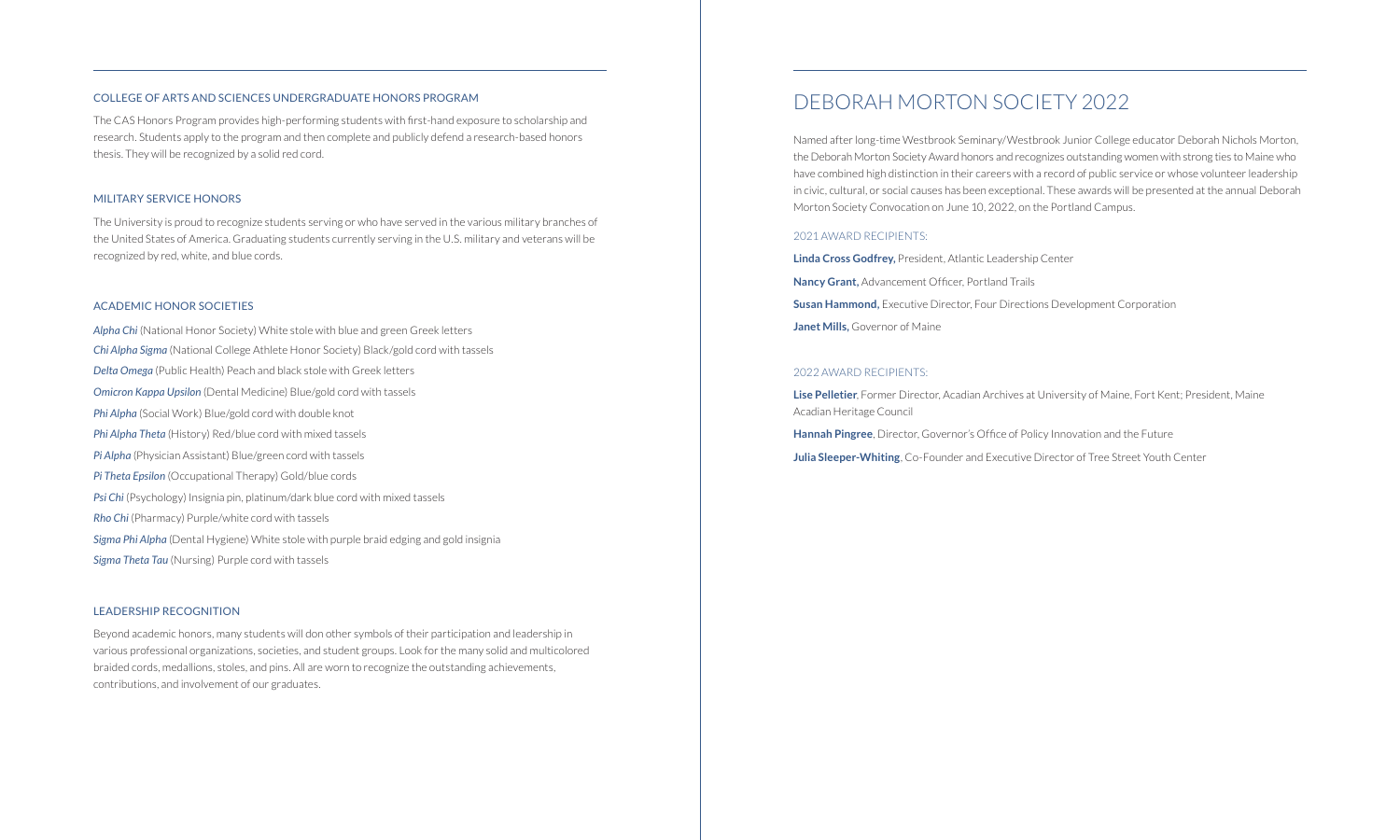## COLLEGE OF ARTS AND SCIENCES UNDERGRADUATE HONORS PROGRAM

The CAS Honors Program provides high-performing students with first-hand exposure to scholarship and research. Students apply to the program and then complete and publicly defend a research-based honors thesis. They will be recognized by a solid red cord.

## MILITARY SERVICE HONORS

The University is proud to recognize students serving or who have served in the various military branches of the United States of America. Graduating students currently serving in the U.S. military and veterans will be recognized by red, white, and blue cords.

## ACADEMIC HONOR SOCIETIES

***Alpha Chi*** (National Honor Society) White stole with blue and green Greek letters

***Chi Alpha Sigma*** (National College Athlete Honor Society) Black/gold cord with tassels

***Delta Omega*** (Public Health) Peach and black stole with Greek letters

***Omicron Kappa Upsilon*** (Dental Medicine) Blue/gold cord with tassels

***Phi Alpha*** (Social Work) Blue/gold cord with double knot

***Phi Alpha Theta*** (History) Red/blue cord with mixed tassels

***Pi Alpha*** (Physician Assistant) Blue/green cord with tassels

***Pi Theta Epsilon*** (Occupational Therapy) Gold/blue cords

***Psi Chi*** (Psychology) Insignia pin, platinum/dark blue cord with mixed tassels

***Rho Chi*** (Pharmacy) Purple/white cord with tassels

***Sigma Phi Alpha*** (Dental Hygiene) White stole with purple braid edging and gold insignia

***Sigma Theta Tau*** (Nursing) Purple cord with tassels

## LEADERSHIP RECOGNITION

Beyond academic honors, many students will don other symbols of their participation and leadership in various professional organizations, societies, and student groups. Look for the many solid and multicolored braided cords, medallions, stoles, and pins. All are worn to recognize the outstanding achievements, contributions, and involvement of our graduates.

# DEBORAH MORTON SOCIETY 2022

Named after long-time Westbrook Seminary/Westbrook Junior College educator Deborah Nichols Morton, the Deborah Morton Society Award honors and recognizes outstanding women with strong ties to Maine who have combined high distinction in their careers with a record of public service or whose volunteer leadership in civic, cultural, or social causes has been exceptional. These awards will be presented at the annual Deborah Morton Society Convocation on June 10, 2022, on the Portland Campus.

### 2021 AWARD RECIPIENTS:

**Linda Cross Godfrey,** President, Atlantic Leadership Center

**Nancy Grant,** Advancement Officer, Portland Trails

**Susan Hammond,** Executive Director, Four Directions Development Corporation

**Janet Mills,** Governor of Maine

### 2022 AWARD RECIPIENTS:

**Lise Pelletier**, Former Director, Acadian Archives at University of Maine, Fort Kent; President, Maine Acadian Heritage Council

**Hannah Pingree**, Director, Governor's Office of Policy Innovation and the Future

**Julia Sleeper-Whiting**, Co-Founder and Executive Director of Tree Street Youth Center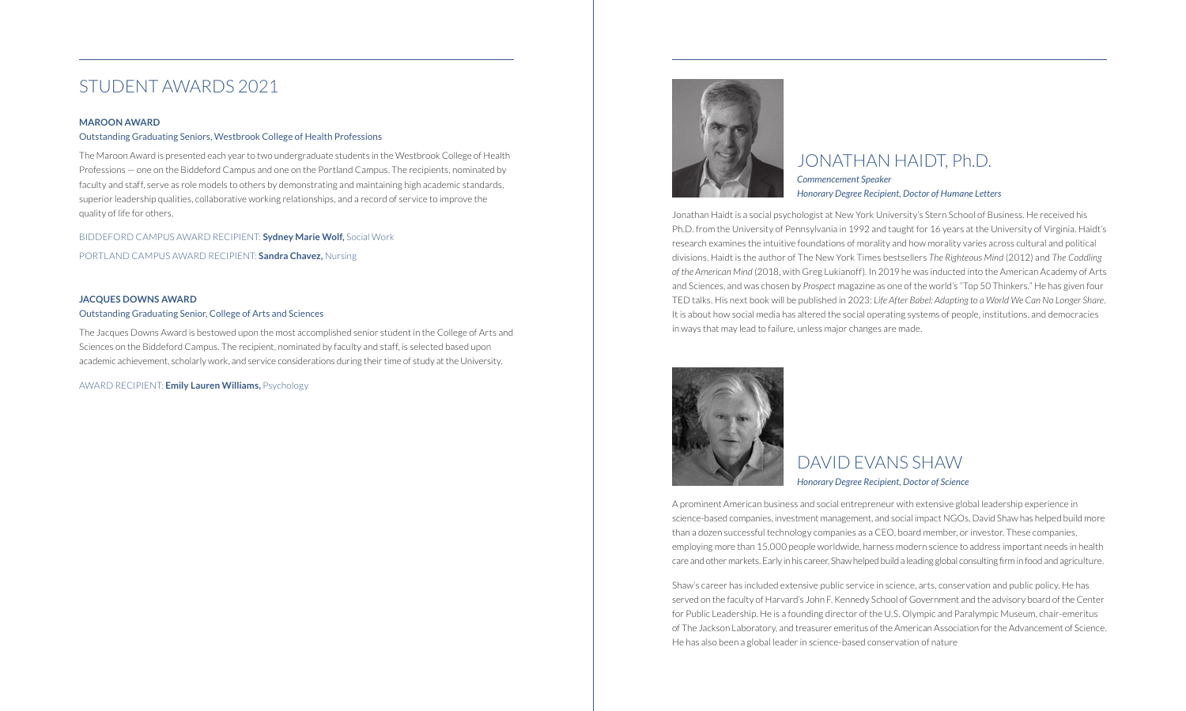# STUDENT AWARDS 2021

### MAROON AWARD

Outstanding Graduating Seniors, Westbrook College of Health Professions

The Maroon Award is presented each year to two undergraduate students in the Westbrook College of Health Professions — one on the Biddeford Campus and one on the Portland Campus. The recipients, nominated by faculty and staff, serve as role models to others by demonstrating and maintaining high academic standards, superior leadership qualities, collaborative working relationships, and a record of service to improve the quality of life for others.

BIDDEFORD CAMPUS AWARD RECIPIENT: **Sydney Marie Wolf,** Social Work

PORTLAND CAMPUS AWARD RECIPIENT: **Sandra Chavez,** Nursing

### JACQUES DOWNS AWARD

Outstanding Graduating Senior, College of Arts and Sciences

The Jacques Downs Award is bestowed upon the most accomplished senior student in the College of Arts and Sciences on the Biddeford Campus. The recipient, nominated by faculty and staff, is selected based upon academic achievement, scholarly work, and service considerations during their time of study at the University.

AWARD RECIPIENT: **Emily Lauren Williams,** Psychology

## JONATHAN HAIDT, Ph.D.

***Commencement Speaker***
***Honorary Degree Recipient, Doctor of Humane Letters***

Jonathan Haidt is a social psychologist at New York University's Stern School of Business. He received his Ph.D. from the University of Pennsylvania in 1992 and taught for 16 years at the University of Virginia. Haidt's research examines the intuitive foundations of morality and how morality varies across cultural and political divisions. Haidt is the author of The New York Times bestsellers *The Righteous Mind* (2012) and *The Coddling of the American Mind* (2018, with Greg Lukianoff). In 2019 he was inducted into the American Academy of Arts and Sciences, and was chosen by *Prospect* magazine as one of the world's "Top 50 Thinkers." He has given four TED talks. His next book will be published in 2023: *Life After Babel: Adapting to a World We Can No Longer Share*. It is about how social media has altered the social operating systems of people, institutions, and democracies in ways that may lead to failure, unless major changes are made.

## DAVID EVANS SHAW

***Honorary Degree Recipient, Doctor of Science***

A prominent American business and social entrepreneur with extensive global leadership experience in science-based companies, investment management, and social impact NGOs, David Shaw has helped build more than a dozen successful technology companies as a CEO, board member, or investor. These companies, employing more than 15,000 people worldwide, harness modern science to address important needs in health care and other markets. Early in his career, Shaw helped build a leading global consulting firm in food and agriculture.

Shaw's career has included extensive public service in science, arts, conservation and public policy. He has served on the faculty of Harvard's John F. Kennedy School of Government and the advisory board of the Center for Public Leadership. He is a founding director of the U.S. Olympic and Paralympic Museum, chair-emeritus of The Jackson Laboratory, and treasurer emeritus of the American Association for the Advancement of Science. He has also been a global leader in science-based conservation of nature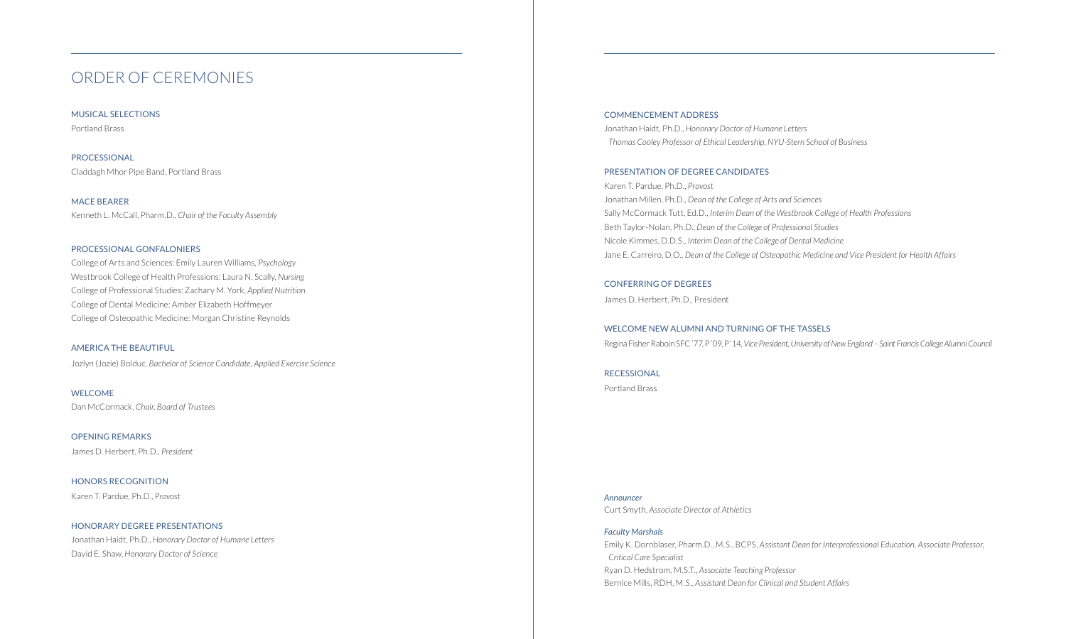# ORDER OF CEREMONIES

### MUSICAL SELECTIONS
Portland Brass

### PROCESSIONAL
Claddagh Mhor Pipe Band, Portland Brass

### MACE BEARER
Kenneth L. McCall, Pharm.D., *Chair of the Faculty Assembly*

### PROCESSIONAL GONFALONIERS
College of Arts and Sciences: Emily Lauren Williams, *Psychology*
Westbrook College of Health Professions: Laura N. Scally, *Nursing*
College of Professional Studies: Zachary M. York, *Applied Nutrition*
College of Dental Medicine: Amber Elizabeth Hoffmeyer
College of Osteopathic Medicine: Morgan Christine Reynolds

### AMERICA THE BEAUTIFUL
Jozlyn (Jozie) Bolduc, *Bachelor of Science Candidate, Applied Exercise Science*

### WELCOME
Dan McCormack, *Chair, Board of Trustees*

### OPENING REMARKS
James D. Herbert, Ph.D., *President*

### HONORS RECOGNITION
Karen T. Pardue, Ph.D., *Provost*

### HONORARY DEGREE PRESENTATIONS
Jonathan Haidt, Ph.D., *Honorary Doctor of Humane Letters*
David E. Shaw, *Honorary Doctor of Science*

### COMMENCEMENT ADDRESS
Jonathan Haidt, Ph.D., *Honorary Doctor of Humane Letters*
*Thomas Cooley Professor of Ethical Leadership, NYU-Stern School of Business*

### PRESENTATION OF DEGREE CANDIDATES
Karen T. Pardue, Ph.D., *Provost*
Jonathan Millen, Ph.D., *Dean of the College of Arts and Sciences*
Sally McCormack Tutt, Ed.D., *Interim Dean of the Westbrook College of Health Professions*
Beth Taylor-Nolan, Ph.D., *Dean of the College of Professional Studies*
Nicole Kimmes, D.D.S., *Interim Dean of the College of Dental Medicine*
Jane E. Carreiro, D.O., *Dean of the College of Osteopathic Medicine and Vice President for Health Affairs*

### CONFERRING OF DEGREES
James D. Herbert, Ph.D., President

### WELCOME NEW ALUMNI AND TURNING OF THE TASSELS
Regina Fisher Raboin SFC '77, P '09, P' 14, *Vice President, University of New England – Saint Francis College Alumni Council*

### RECESSIONAL
Portland Brass

*Announcer*
Curt Smyth, *Associate Director of Athletics*

*Faculty Marshals*
Emily K. Dornblaser, Pharm.D., M.S., BCPS, *Assistant Dean for Interprofessional Education, Associate Professor, Critical Care Specialist*
Ryan D. Hedstrom, M.S.T., *Associate Teaching Professor*
Bernice Mills, RDH, M.S., *Assistant Dean for Clinical and Student Affairs*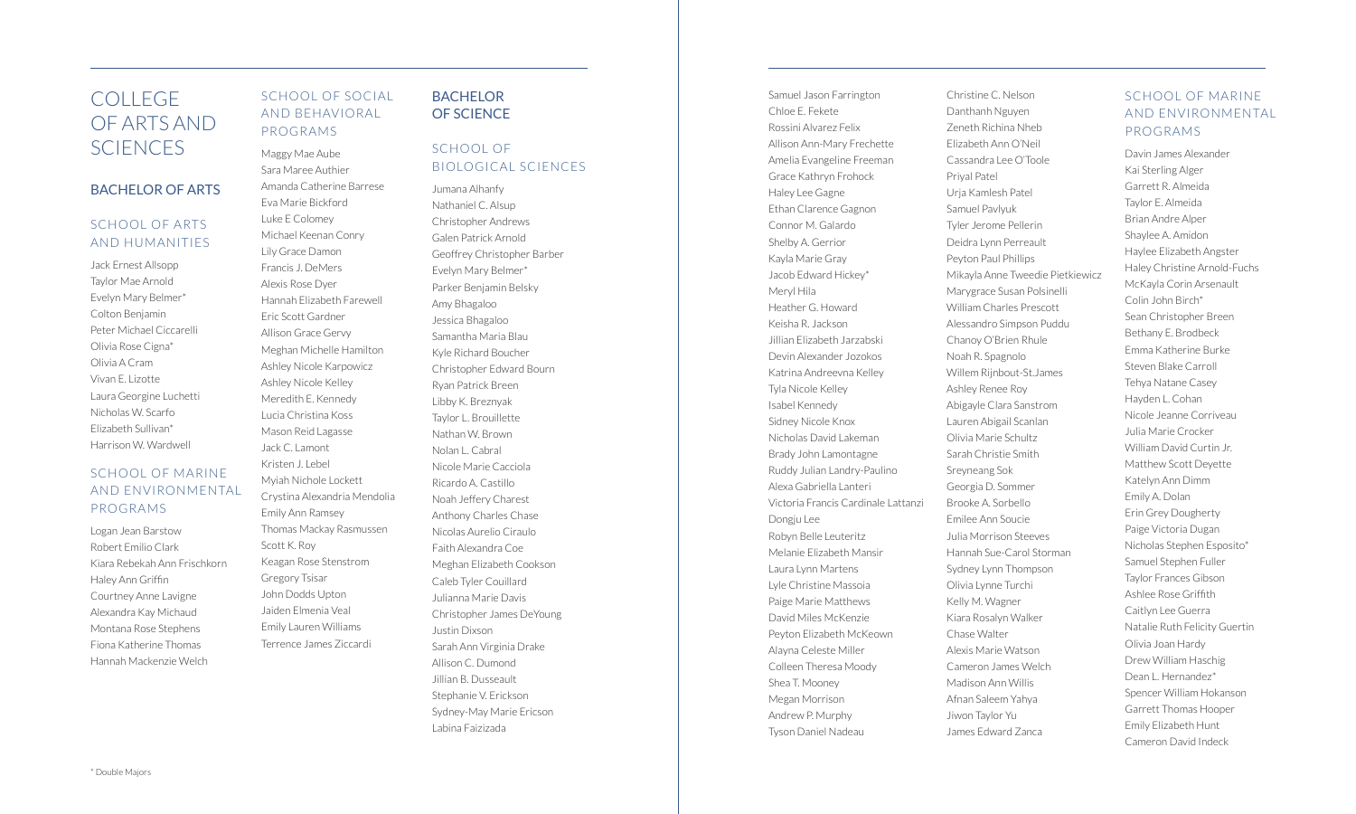# COLLEGE OF ARTS AND SCIENCES

## BACHELOR OF ARTS

### SCHOOL OF ARTS AND HUMANITIES

Jack Ernest Allsopp
Taylor Mae Arnold
Evelyn Mary Belmer*
Colton Benjamin
Peter Michael Ciccarelli
Olivia Rose Cigna*
Olivia A Cram
Vivan E. Lizotte
Laura Georgine Luchetti
Nicholas W. Scarfo
Elizabeth Sullivan*
Harrison W. Wardwell

### SCHOOL OF MARINE AND ENVIRONMENTAL PROGRAMS

Logan Jean Barstow
Robert Emilio Clark
Kiara Rebekah Ann Frischkorn
Haley Ann Griffin
Courtney Anne Lavigne
Alexandra Kay Michaud
Montana Rose Stephens
Fiona Katherine Thomas
Hannah Mackenzie Welch

### SCHOOL OF SOCIAL AND BEHAVIORAL PROGRAMS

Maggy Mae Aube
Sara Maree Authier
Amanda Catherine Barrese
Eva Marie Bickford
Luke E Colomey
Michael Keenan Conry
Lily Grace Damon
Francis J. DeMers
Alexis Rose Dyer
Hannah Elizabeth Farewell
Eric Scott Gardner
Allison Grace Gervy
Meghan Michelle Hamilton
Ashley Nicole Karpowicz
Ashley Nicole Kelley
Meredith E. Kennedy
Lucia Christina Koss
Mason Reid Lagasse
Jack C. Lamont
Kristen J. Lebel
Myiah Nichole Lockett
Crystina Alexandria Mendolia
Emily Ann Ramsey
Thomas Mackay Rasmussen
Scott K. Roy
Keagan Rose Stenstrom
Gregory Tsisar
John Dodds Upton
Jaiden Elmenia Veal
Emily Lauren Williams
Terrence James Ziccardi

## BACHELOR OF SCIENCE

### SCHOOL OF BIOLOGICAL SCIENCES

Jumana Alhanfy
Nathaniel C. Alsup
Christopher Andrews
Galen Patrick Arnold
Geoffrey Christopher Barber
Evelyn Mary Belmer*
Parker Benjamin Belsky
Amy Bhagaloo
Jessica Bhagaloo
Samantha Maria Blau
Kyle Richard Boucher
Christopher Edward Bourn
Ryan Patrick Breen
Libby K. Breznyak
Taylor L. Brouillette
Nathan W. Brown
Nolan L. Cabral
Nicole Marie Cacciola
Ricardo A. Castillo
Noah Jeffery Charest
Anthony Charles Chase
Nicolas Aurelio Ciraulo
Faith Alexandra Coe
Meghan Elizabeth Cookson
Caleb Tyler Couillard
Julianna Marie Davis
Christopher James DeYoung
Justin Dixson
Sarah Ann Virginia Drake
Allison C. Dumond
Jillian B. Dusseault
Stephanie V. Erickson
Sydney-May Marie Ericson
Labina Faizizada
Samuel Jason Farrington
Chloe E. Fekete
Rossini Alvarez Felix
Allison Ann-Mary Frechette
Amelia Evangeline Freeman
Grace Kathryn Frohock
Haley Lee Gagne
Ethan Clarence Gagnon
Connor M. Galardo
Shelby A. Gerrior
Kayla Marie Gray
Jacob Edward Hickey*
Meryl Hila
Heather G. Howard
Keisha R. Jackson
Jillian Elizabeth Jarzabski
Devin Alexander Jozokos
Katrina Andreevna Kelley
Tyla Nicole Kelley
Isabel Kennedy
Sidney Nicole Knox
Nicholas David Lakeman
Brady John Lamontagne
Ruddy Julian Landry-Paulino
Alexa Gabriella Lanteri
Victoria Francis Cardinale Lattanzi
Dongju Lee
Robyn Belle Leuteritz
Melanie Elizabeth Mansir
Laura Lynn Martens
Lyle Christine Massoia
Paige Marie Matthews
David Miles McKenzie
Peyton Elizabeth McKeown
Alayna Celeste Miller
Colleen Theresa Moody
Shea T. Mooney
Megan Morrison
Andrew P. Murphy
Tyson Daniel Nadeau
Christine C. Nelson
Danthanh Nguyen
Zeneth Richina Nheb
Elizabeth Ann O'Neil
Cassandra Lee O'Toole
Priyal Patel
Urja Kamlesh Patel
Samuel Pavlyuk
Tyler Jerome Pellerin
Deidra Lynn Perreault
Peyton Paul Phillips
Mikayla Anne Tweedie Pietkiewicz
Marygrace Susan Polsinelli
William Charles Prescott
Alessandro Simpson Puddu
Chanoy O'Brien Rhule
Noah R. Spagnolo
Willem Rijnbout-St.James
Ashley Renee Roy
Abigayle Clara Sanstrom
Lauren Abigail Scanlan
Olivia Marie Schultz
Sarah Christie Smith
Sreyneang Sok
Georgia D. Sommer
Brooke A. Sorbello
Emilee Ann Soucie
Julia Morrison Steeves
Hannah Sue-Carol Storman
Sydney Lynn Thompson
Olivia Lynne Turchi
Kelly M. Wagner
Kiara Rosalyn Walker
Chase Walter
Alexis Marie Watson
Cameron James Welch
Madison Ann Willis
Afnan Saleem Yahya
Jiwon Taylor Yu
James Edward Zanca

### SCHOOL OF MARINE AND ENVIRONMENTAL PROGRAMS

Davin James Alexander
Kai Sterling Alger
Garrett R. Almeida
Taylor E. Almeida
Brian Andre Alper
Shaylee A. Amidon
Haylee Elizabeth Angster
Haley Christine Arnold-Fuchs
McKayla Corin Arsenault
Colin John Birch*
Sean Christopher Breen
Bethany E. Brodbeck
Emma Katherine Burke
Steven Blake Carroll
Tehya Natane Casey
Hayden L. Cohan
Nicole Jeanne Corriveau
Julia Marie Crocker
William David Curtin Jr.
Matthew Scott Deyette
Katelyn Ann Dimm
Emily A. Dolan
Erin Grey Dougherty
Paige Victoria Dugan
Nicholas Stephen Esposito*
Samuel Stephen Fuller
Taylor Frances Gibson
Ashlee Rose Griffith
Caitlyn Lee Guerra
Natalie Ruth Felicity Guertin
Olivia Joan Hardy
Drew William Haschig
Dean L. Hernandez*
Spencer William Hokanson
Garrett Thomas Hooper
Emily Elizabeth Hunt
Cameron David Indeck

* Double Majors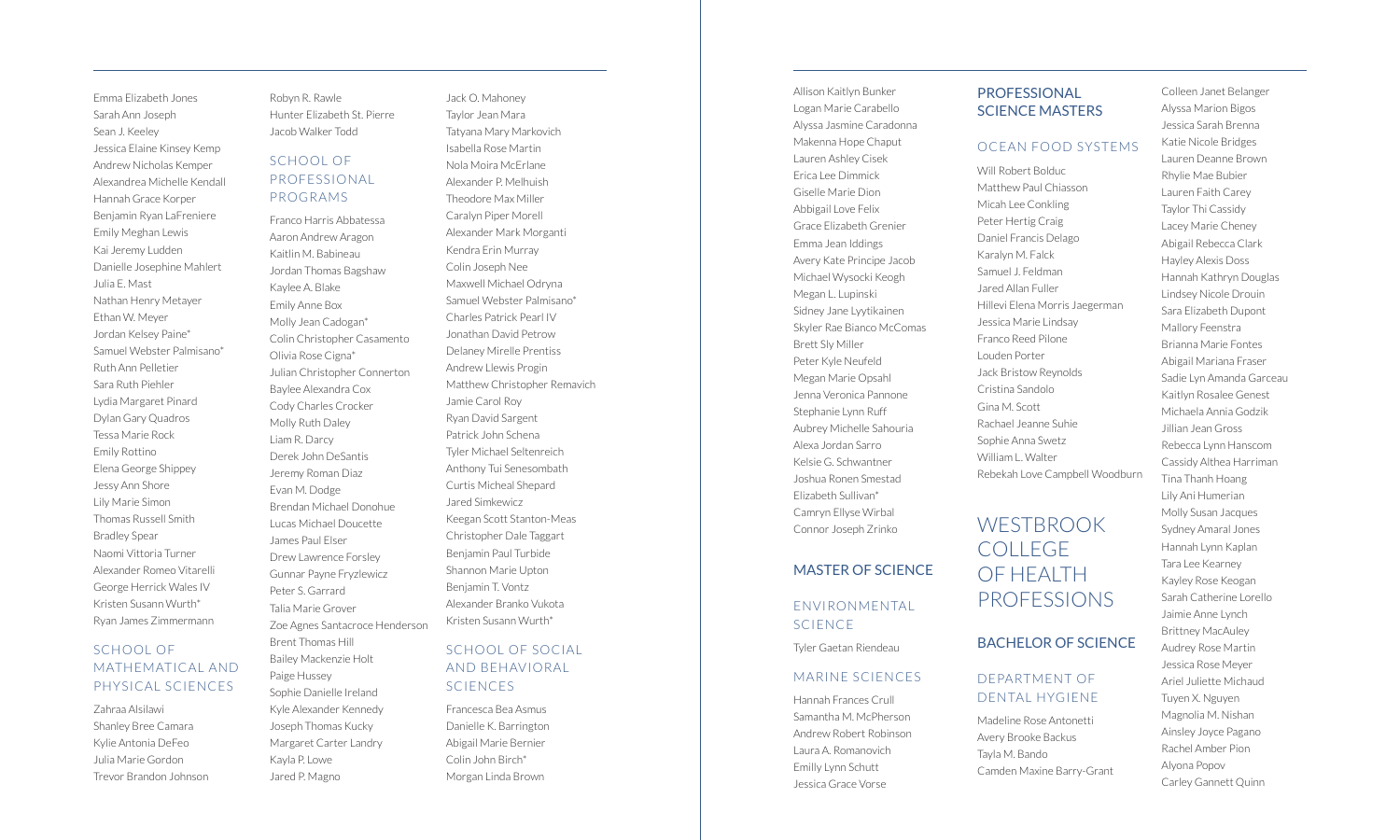Emma Elizabeth Jones
Sarah Ann Joseph
Sean J. Keeley
Jessica Elaine Kinsey Kemp
Andrew Nicholas Kemper
Alexandrea Michelle Kendall
Hannah Grace Korper
Benjamin Ryan LaFreniere
Emily Meghan Lewis
Kai Jeremy Ludden
Danielle Josephine Mahlert
Julia E. Mast
Nathan Henry Metayer
Ethan W. Meyer
Jordan Kelsey Paine*
Samuel Webster Palmisano*
Ruth Ann Pelletier
Sara Ruth Piehler
Lydia Margaret Pinard
Dylan Gary Quadros
Tessa Marie Rock
Emily Rottino
Elena George Shippey
Jessy Ann Shore
Lily Marie Simon
Thomas Russell Smith
Bradley Spear
Naomi Vittoria Turner
Alexander Romeo Vitarelli
George Herrick Wales IV
Kristen Susann Wurth*
Ryan James Zimmermann

### SCHOOL OF MATHEMATICAL AND PHYSICAL SCIENCES

Zahraa Alsilawi
Shanley Bree Camara
Kylie Antonia DeFeo
Julia Marie Gordon
Trevor Brandon Johnson
Robyn R. Rawle
Hunter Elizabeth St. Pierre
Jacob Walker Todd

### SCHOOL OF PROFESSIONAL PROGRAMS

Franco Harris Abbatessa
Aaron Andrew Aragon
Kaitlin M. Babineau
Jordan Thomas Bagshaw
Kaylee A. Blake
Emily Anne Box
Molly Jean Cadogan*
Colin Christopher Casamento
Olivia Rose Cigna*
Julian Christopher Connerton
Baylee Alexandra Cox
Cody Charles Crocker
Molly Ruth Daley
Liam R. Darcy
Derek John DeSantis
Jeremy Roman Diaz
Evan M. Dodge
Brendan Michael Donohue
Lucas Michael Doucette
James Paul Elser
Drew Lawrence Forsley
Gunnar Payne Fryzlewicz
Peter S. Garrard
Talia Marie Grover
Zoe Agnes Santacroce Henderson
Brent Thomas Hill
Bailey Mackenzie Holt
Paige Hussey
Sophie Danielle Ireland
Kyle Alexander Kennedy
Joseph Thomas Kucky
Margaret Carter Landry
Kayla P. Lowe
Jared P. Magno
Jack O. Mahoney
Taylor Jean Mara
Tatyana Mary Markovich
Isabella Rose Martin
Nola Moira McErlane
Alexander P. Melhuish
Theodore Max Miller
Caralyn Piper Morell
Alexander Mark Morganti
Kendra Erin Murray
Colin Joseph Nee
Maxwell Michael Odryna
Samuel Webster Palmisano*
Charles Patrick Pearl IV
Jonathan David Petrow
Delaney Mirelle Prentiss
Andrew Llewis Progin
Matthew Christopher Remavich
Jamie Carol Roy
Ryan David Sargent
Patrick John Schena
Tyler Michael Seltenreich
Anthony Tui Senesombath
Curtis Micheal Shepard
Jared Simkewicz
Keegan Scott Stanton-Meas
Christopher Dale Taggart
Benjamin Paul Turbide
Shannon Marie Upton
Benjamin T. Vontz
Alexander Branko Vukota
Kristen Susann Wurth*

### SCHOOL OF SOCIAL AND BEHAVIORAL SCIENCES

Francesca Bea Asmus
Danielle K. Barrington
Abigail Marie Bernier
Colin John Birch*
Morgan Linda Brown
Allison Kaitlyn Bunker
Logan Marie Carabello
Alyssa Jasmine Caradonna
Makenna Hope Chaput
Lauren Ashley Cisek
Erica Lee Dimmick
Giselle Marie Dion
Abbigail Love Felix
Grace Elizabeth Grenier
Emma Jean Iddings
Avery Kate Principe Jacob
Michael Wysocki Keogh
Megan L. Lupinski
Sidney Jane Lyytikainen
Skyler Rae Bianco McComas
Brett Sly Miller
Peter Kyle Neufeld
Megan Marie Opsahl
Jenna Veronica Pannone
Stephanie Lynn Ruff
Aubrey Michelle Sahouria
Alexa Jordan Sarro
Kelsie G. Schwantner
Joshua Ronen Smestad
Elizabeth Sullivan*
Camryn Ellyse Wirbal
Connor Joseph Zrinko

## MASTER OF SCIENCE

### ENVIRONMENTAL SCIENCE

Tyler Gaetan Riendeau

### MARINE SCIENCES

Hannah Frances Crull
Samantha M. McPherson
Andrew Robert Robinson
Laura A. Romanovich
Emilly Lynn Schutt
Jessica Grace Vorse

## PROFESSIONAL SCIENCE MASTERS

### OCEAN FOOD SYSTEMS

Will Robert Bolduc
Matthew Paul Chiasson
Micah Lee Conkling
Peter Hertig Craig
Daniel Francis Delago
Karalyn M. Falck
Samuel J. Feldman
Jared Allan Fuller
Hillevi Elena Morris Jaegerman
Jessica Marie Lindsay
Franco Reed Pilone
Louden Porter
Jack Bristow Reynolds
Cristina Sandolo
Gina M. Scott
Rachael Jeanne Suhie
Sophie Anna Swetz
William L. Walter
Rebekah Love Campbell Woodburn

# WESTBROOK COLLEGE OF HEALTH PROFESSIONS

## BACHELOR OF SCIENCE

### DEPARTMENT OF DENTAL HYGIENE

Madeline Rose Antonetti
Avery Brooke Backus
Tayla M. Bando
Camden Maxine Barry-Grant
Colleen Janet Belanger
Alyssa Marion Bigos
Jessica Sarah Brenna
Katie Nicole Bridges
Lauren Deanne Brown
Rhylie Mae Bubier
Lauren Faith Carey
Taylor Thi Cassidy
Lacey Marie Cheney
Abigail Rebecca Clark
Hayley Alexis Doss
Hannah Kathryn Douglas
Lindsey Nicole Drouin
Sara Elizabeth Dupont
Mallory Feenstra
Brianna Marie Fontes
Abigail Mariana Fraser
Sadie Lyn Amanda Garceau
Kaitlyn Rosalee Genest
Michaela Annia Godzik
Jillian Jean Gross
Rebecca Lynn Hanscom
Cassidy Althea Harriman
Tina Thanh Hoang
Lily Ani Humerian
Molly Susan Jacques
Sydney Amaral Jones
Hannah Lynn Kaplan
Tara Lee Kearney
Kayley Rose Keogan
Sarah Catherine Lorello
Jaimie Anne Lynch
Brittney MacAuley
Audrey Rose Martin
Jessica Rose Meyer
Ariel Juliette Michaud
Tuyen X. Nguyen
Magnolia M. Nishan
Ainsley Joyce Pagano
Rachel Amber Pion
Alyona Popov
Carley Gannett Quinn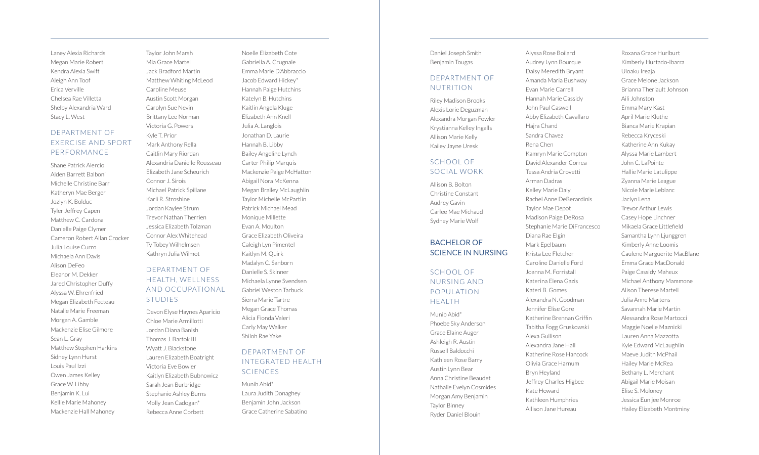Laney Alexia Richards
Megan Marie Robert
Kendra Alexia Swift
Aleigh Ann Toof
Erica Verville
Chelsea Rae Villetta
Shelby Alexandria Ward
Stacy L. West

### DEPARTMENT OF EXERCISE AND SPORT PERFORMANCE

Shane Patrick Alercio
Alden Barrett Balboni
Michelle Christine Barr
Katheryn Mae Berger
Jozlyn K. Bolduc
Tyler Jeffrey Capen
Matthew C. Cardona
Danielle Paige Clymer
Cameron Robert Allan Crocker
Julia Louise Curro
Michaela Ann Davis
Alison DeFeo
Eleanor M. Dekker
Jared Christopher Duffy
Alyssa W. Ehrenfried
Megan Elizabeth Fecteau
Natalie Marie Freeman
Morgan A. Gamble
Mackenzie Elise Gilmore
Sean L. Gray
Matthew Stephen Harkins
Sidney Lynn Hurst
Louis Paul Izzi
Owen James Kelley
Grace W. Libby
Benjamin K. Lui
Kellie Marie Mahoney
Mackenzie Hall Mahoney
Taylor John Marsh
Mia Grace Martel
Jack Bradford Martin
Matthew Whiting McLeod
Caroline Meuse
Austin Scott Morgan
Carolyn Sue Nevin
Brittany Lee Norman
Victoria G. Powers
Kyle T. Prior
Mark Anthony Rella
Caitlin Mary Riordan
Alexandria Danielle Rousseau
Elizabeth Jane Scheurich
Connor J. Sirois
Michael Patrick Spillane
Karli R. Stroshine
Jordan Kaylee Strum
Trevor Nathan Therrien
Jessica Elizabeth Tolzman
Connor Alex Whitehead
Ty Tobey Wilhelmsen
Kathryn Julia Wilmot

### DEPARTMENT OF HEALTH, WELLNESS AND OCCUPATIONAL STUDIES

Devon Elyse Haynes Aparicio
Chloe Marie Armillotti
Jordan Diana Banish
Thomas J. Bartok III
Wyatt J. Blackstone
Lauren Elizabeth Boatright
Victoria Eve Bowler
Kaitlyn Elizabeth Bubnowicz
Sarah Jean Burbridge
Stephanie Ashley Burns
Molly Jean Cadogan*
Rebecca Anne Corbett
Noelle Elizabeth Cote
Gabriella A. Crugnale
Emma Marie D'Abbraccio
Jacob Edward Hickey*
Hannah Paige Hutchins
Katelyn B. Hutchins
Kaitlin Angela Kluge
Elizabeth Ann Knell
Julia A. Langlois
Jonathan D. Laurie
Hannah B. Libby
Bailey Angeline Lynch
Carter Philip Marquis
Mackenzie Paige McHatton
Abigail Nora McKenna
Megan Brailey McLaughlin
Taylor Michelle McPartlin
Patrick Michael Mead
Monique Millette
Evan A. Moulton
Grace Elizabeth Oliveira
Caleigh Lyn Pimentel
Kaitlyn M. Quirk
Madalyn C. Sanborn
Danielle S. Skinner
Michaela Lynne Svendsen
Gabriel Weston Tarbuck
Sierra Marie Tartre
Megan Grace Thomas
Alicia Fionda Valeri
Carly May Walker
Shiloh Rae Yake

### DEPARTMENT OF INTEGRATED HEALTH SCIENCES

Munib Abid*
Laura Judith Donaghey
Benjamin John Jackson
Grace Catherine Sabatino
Daniel Joseph Smith
Benjamin Tougas

### DEPARTMENT OF NUTRITION

Riley Madison Brooks
Alexis Lorie Deguzman
Alexandra Morgan Fowler
Krystianna Kelley Ingalls
Allison Marie Kelly
Kailey Jayne Uresk

### SCHOOL OF SOCIAL WORK

Allison B. Bolton
Christine Constant
Audrey Gavin
Carlee Mae Michaud
Sydney Marie Wolf

## BACHELOR OF SCIENCE IN NURSING

### SCHOOL OF NURSING AND POPULATION HEALTH

Munib Abid*
Phoebe Sky Anderson
Grace Elaine Auger
Ashleigh R. Austin
Russell Baldocchi
Kathleen Rose Barry
Austin Lynn Bear
Anna Christine Beaudet
Nathalie Evelyn Cosmides
Morgan Amy Benjamin
Taylor Binney
Ryder Daniel Blouin
Alyssa Rose Boilard
Audrey Lynn Bourque
Daisy Meredith Bryant
Amanda Maria Bushway
Evan Marie Carrell
Hannah Marie Cassidy
John Paul Caswell
Abby Elizabeth Cavallaro
Hajra Chand
Sandra Chavez
Rena Chen
Kamryn Marie Compton
David Alexander Correa
Tessa Andria Crovetti
Arman Dadras
Kelley Marie Daly
Rachel Anne DeBerardinis
Taylor Mae Depot
Madison Paige DeRosa
Stephanie Marie DiFrancesco
Diana Rae Elgin
Mark Epelbaum
Krista Lee Fletcher
Caroline Danielle Ford
Joanna M. Forristall
Katerina Elena Gazis
Kateri B. Gomes
Alexandra N. Goodman
Jennifer Elise Gore
Katherine Brennan Griffin
Tabitha Fogg Gruskowski
Alexa Gullison
Alexandra Jane Hall
Katherine Rose Hancock
Olivia Grace Harnum
Bryn Heyland
Jeffrey Charles Higbee
Kate Howard
Kathleen Humphries
Allison Jane Hureau
Roxana Grace Hurlburt
Kimberly Hurtado-Ibarra
Uloaku Ireaja
Grace Melone Jackson
Brianna Theriault Johnson
Aili Johnston
Emma Mary Kast
April Marie Kluthe
Bianca Marie Krapian
Rebecca Kryceski
Katherine Ann Kukay
Alyssa Marie Lambert
John C. LaPointe
Hallie Marie Latulippe
Zyanna Marie League
Nicole Marie Leblanc
Jaclyn Lena
Trevor Arthur Lewis
Casey Hope Linchner
Mikaela Grace Littlefield
Samantha Lynn Ljunggren
Kimberly Anne Loomis
Caulene Marguerite MacBlane
Emma Grace MacDonald
Paige Cassidy Maheux
Michael Anthony Mammone
Alison Therese Martell
Julia Anne Martens
Savannah Marie Martin
Alessandra Rose Martocci
Maggie Noelle Maznicki
Lauren Anna Mazzotta
Kyle Edward McLaughlin
Maeve Judith McPhail
Hailey Marie McRea
Bethany L. Merchant
Abigail Marie Moisan
Elise S. Moloney
Jessica Eun jee Monroe
Hailey Elizabeth Montminy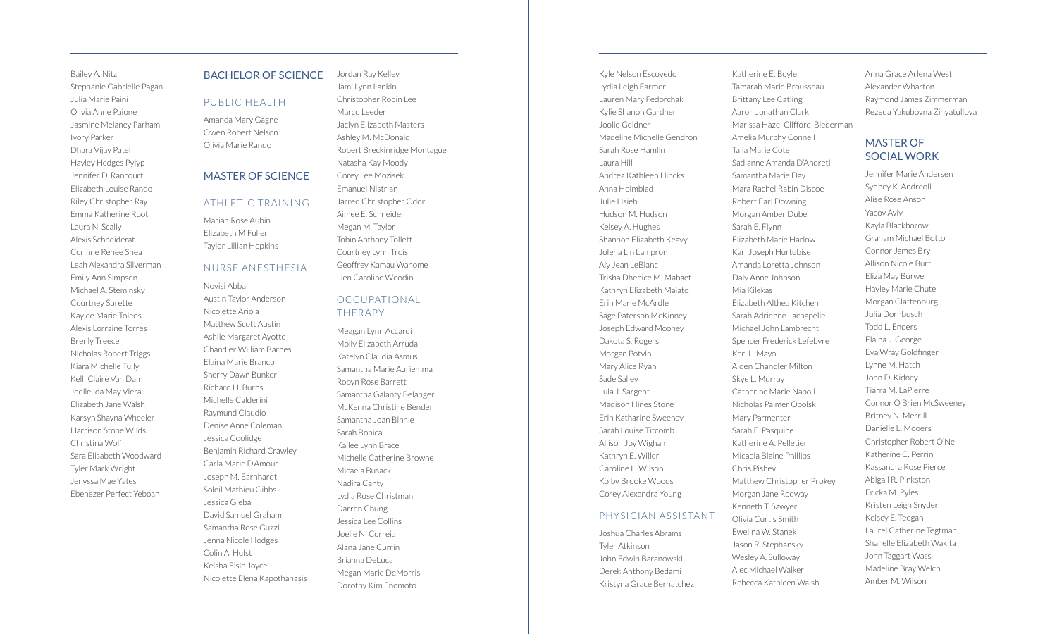Bailey A. Nitz
Stephanie Gabrielle Pagan
Julia Marie Paini
Olivia Anne Paione
Jasmine Melaney Parham
Ivory Parker
Dhara Vijay Patel
Hayley Hedges Pylyp
Jennifer D. Rancourt
Elizabeth Louise Rando
Riley Christopher Ray
Emma Katherine Root
Laura N. Scally
Alexis Schneiderat
Corinne Renee Shea
Leah Alexandra Silverman
Emily Ann Simpson
Michael A. Steminsky
Courtney Surette
Kaylee Marie Toleos
Alexis Lorraine Torres
Brenly Treece
Nicholas Robert Triggs
Kiara Michelle Tully
Kelli Claire Van Dam
Joelle Ida May Viera
Elizabeth Jane Walsh
Karsyn Shayna Wheeler
Harrison Stone Wilds
Christina Wolf
Sara Elisabeth Woodward
Tyler Mark Wright
Jenyssa Mae Yates
Ebenezer Perfect Yeboah

## BACHELOR OF SCIENCE

### PUBLIC HEALTH

Amanda Mary Gagne
Owen Robert Nelson
Olivia Marie Rando

## MASTER OF SCIENCE

### ATHLETIC TRAINING

Mariah Rose Aubin
Elizabeth M Fuller
Taylor Lillian Hopkins

### NURSE ANESTHESIA

Novisi Abba
Austin Taylor Anderson
Nicolette Ariola
Matthew Scott Austin
Ashlie Margaret Ayotte
Chandler William Barnes
Elaina Marie Branco
Sherry Dawn Bunker
Richard H. Burns
Michelle Calderini
Raymund Claudio
Denise Anne Coleman
Jessica Coolidge
Benjamin Richard Crawley
Carla Marie D'Amour
Joseph M. Earnhardt
Soleil Mathieu Gibbs
Jessica Gleba
David Samuel Graham
Samantha Rose Guzzi
Jenna Nicole Hodges
Colin A. Hulst
Keisha Elsie Joyce
Nicolette Elena Kapothanasis
Jordan Ray Kelley
Jami Lynn Lankin
Christopher Robin Lee
Marco Leeder
Jaclyn Elizabeth Masters
Ashley M. McDonald
Robert Breckinridge Montague
Natasha Kay Moody
Corey Lee Mozisek
Emanuel Nistrian
Jarred Christopher Odor
Aimee E. Schneider
Megan M. Taylor
Tobin Anthony Tollett
Courtney Lynn Troisi
Geoffrey Kamau Wahome
Lien Caroline Woodin

### OCCUPATIONAL THERAPY

Meagan Lynn Accardi
Molly Elizabeth Arruda
Katelyn Claudia Asmus
Samantha Marie Auriemma
Robyn Rose Barrett
Samantha Galanty Belanger
McKenna Christine Bender
Samantha Joan Binnie
Sarah Bonica
Kailee Lynn Brace
Michelle Catherine Browne
Micaela Busack
Nadira Canty
Lydia Rose Christman
Darren Chung
Jessica Lee Collins
Joelle N. Correia
Alana Jane Currin
Brianna DeLuca
Megan Marie DeMorris
Dorothy Kim Enomoto
Kyle Nelson Escovedo
Lydia Leigh Farmer
Lauren Mary Fedorchak
Kylie Shanon Gardner
Joolie Geldner
Madeline Michelle Gendron
Sarah Rose Hamlin
Laura Hill
Andrea Kathleen Hincks
Anna Holmblad
Julie Hsieh
Hudson M. Hudson
Kelsey A. Hughes
Shannon Elizabeth Keavy
Jolena Lin Lampron
Aly Jean LeBlanc
Trisha Dhenice M. Mabaet
Kathryn Elizabeth Maiato
Erin Marie McArdle
Sage Paterson McKinney
Joseph Edward Mooney
Dakota S. Rogers
Morgan Potvin
Mary Alice Ryan
Sade Salley
Lula J. Sargent
Madison Hines Stone
Erin Katharine Sweeney
Sarah Louise Titcomb
Allison Joy Wigham
Kathryn E. Willer
Caroline L. Wilson
Kolby Brooke Woods
Corey Alexandra Young

### PHYSICIAN ASSISTANT

Joshua Charles Abrams
Tyler Atkinson
John Edwin Baranowski
Derek Anthony Bedami
Kristyna Grace Bernatchez
Katherine E. Boyle
Tamarah Marie Brousseau
Brittany Lee Catling
Aaron Jonathan Clark
Marissa Hazel Clifford-Biederman
Amelia Murphy Connell
Talia Marie Cote
Sadianne Amanda D'Andreti
Samantha Marie Day
Mara Rachel Rabin Discoe
Robert Earl Downing
Morgan Amber Dube
Sarah E. Flynn
Elizabeth Marie Harlow
Karl Joseph Hurtubise
Amanda Loretta Johnson
Daly Anne Johnson
Mia Kilekas
Elizabeth Althea Kitchen
Sarah Adrienne Lachapelle
Michael John Lambrecht
Spencer Frederick Lefebvre
Keri L. Mayo
Alden Chandler Milton
Skye L. Murray
Catherine Marie Napoli
Nicholas Palmer Opolski
Mary Parmenter
Sarah E. Pasquine
Katherine A. Pelletier
Micaela Blaine Phillips
Chris Pishev
Matthew Christopher Prokey
Morgan Jane Rodway
Kenneth T. Sawyer
Olivia Curtis Smith
Ewelina W. Stanek
Jason R. Stephansky
Wesley A. Sulloway
Alec Michael Walker
Rebecca Kathleen Walsh
Anna Grace Arlena West
Alexander Wharton
Raymond James Zimmerman
Rezeda Yakubovna Zinyatullova

## MASTER OF SOCIAL WORK

Jennifer Marie Andersen
Sydney K. Andreoli
Alise Rose Anson
Yacov Aviv
Kayla Blackborow
Graham Michael Botto
Connor James Bry
Allison Nicole Burt
Eliza May Burwell
Hayley Marie Chute
Morgan Clattenburg
Julia Dornbusch
Todd L. Enders
Elaina J. George
Eva Wray Goldfinger
Lynne M. Hatch
John D. Kidney
Tiarra M. LaPierre
Connor O'Brien McSweeney
Britney N. Merrill
Danielle L. Mooers
Christopher Robert O'Neil
Katherine C. Perrin
Kassandra Rose Pierce
Abigail R. Pinkston
Ericka M. Pyles
Kristen Leigh Snyder
Kelsey E. Teegan
Laurel Catherine Tegtman
Shanelle Elizabeth Wakita
John Taggart Wass
Madeline Bray Welch
Amber M. Wilson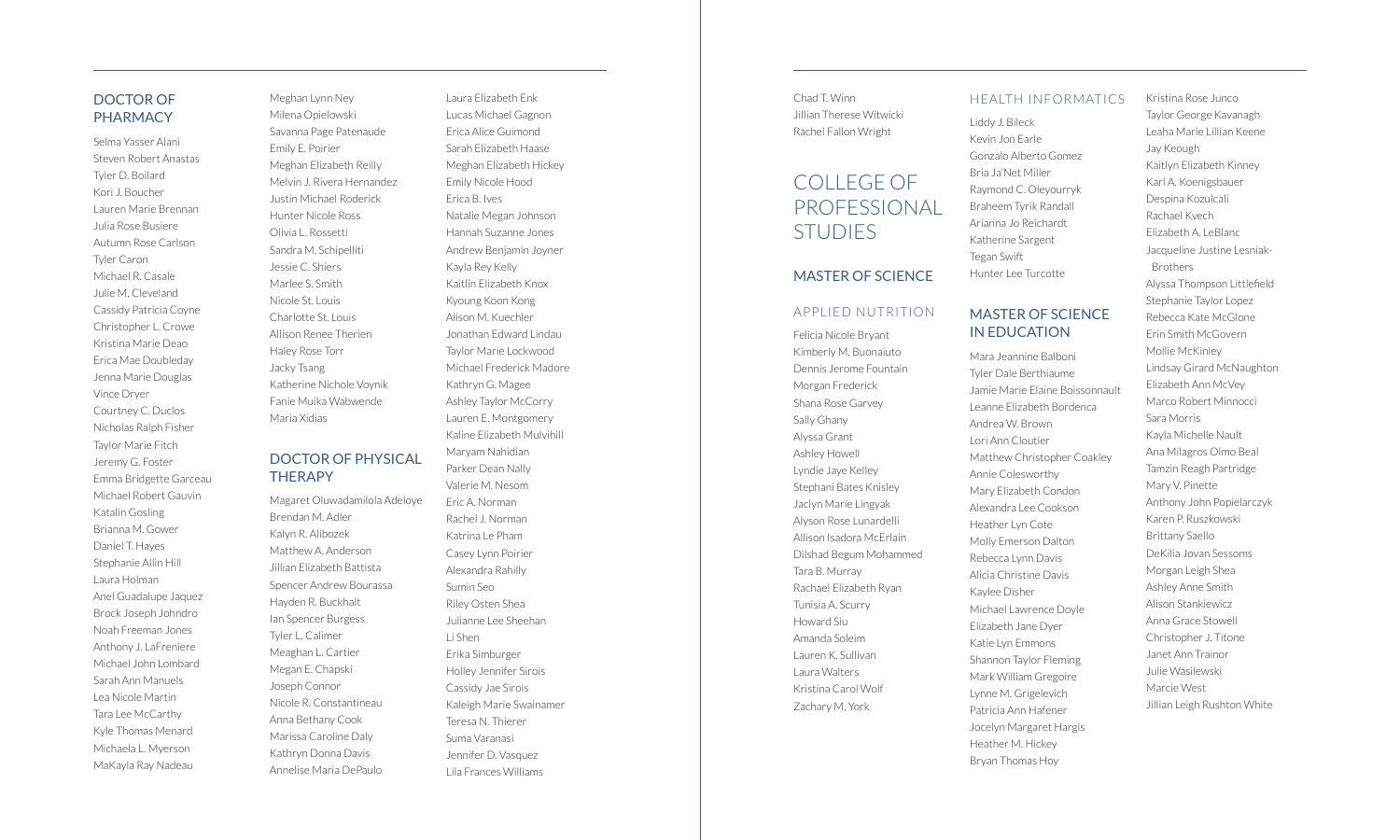## DOCTOR OF PHARMACY

Selma Yasser Alani
Steven Robert Anastas
Tyler D. Boilard
Kori J. Boucher
Lauren Marie Brennan
Julia Rose Busiere
Autumn Rose Carlson
Tyler Caron
Michael R. Casale
Julie M. Cleveland
Cassidy Patricia Coyne
Christopher L. Crowe
Kristina Marie Deao
Erica Mae Doubleday
Jenna Marie Douglas
Vince Dryer
Courtney C. Duclos
Nicholas Ralph Fisher
Taylor Marie Fitch
Jeremy G. Foster
Emma Bridgette Garceau
Michael Robert Gauvin
Katalin Gosling
Brianna M. Gower
Daniel T. Hayes
Stephanie Allin Hill
Laura Holman
Anel Guadalupe Jaquez
Brock Joseph Johndro
Noah Freeman Jones
Anthony J. LaFreniere
Michael John Lombard
Sarah Ann Manuels
Lea Nicole Martin
Tara Lee McCarthy
Kyle Thomas Menard
Michaela L. Myerson
MaKayla Ray Nadeau
Meghan Lynn Ney
Milena Opielowski
Savanna Page Patenaude
Emily E. Poirier
Meghan Elizabeth Reilly
Melvin J. Rivera Hernandez
Justin Michael Roderick
Hunter Nicole Ross
Olivia L. Rossetti
Sandra M. Schipelliti
Jessie C. Shiers
Marlee S. Smith
Nicole St. Louis
Charlotte St. Louis
Allison Renee Therien
Haley Rose Torr
Jacky Tsang
Katherine Nichole Voynik
Fanie Muika Wabwende
Maria Xidias

## DOCTOR OF PHYSICAL THERAPY

Magaret Oluwadamilola Adeloye
Brendan M. Adler
Kalyn R. Alibozek
Matthew A. Anderson
Jillian Elizabeth Battista
Spencer Andrew Bourassa
Hayden R. Buckhalt
Ian Spencer Burgess
Tyler L. Calimer
Meaghan L. Cartier
Megan E. Chapski
Joseph Connor
Nicole R. Constantineau
Anna Bethany Cook
Marissa Caroline Daly
Kathryn Donna Davis
Annelise Maria DePaulo
Laura Elizabeth Enk
Lucas Michael Gagnon
Erica Alice Guimond
Sarah Elizabeth Haase
Meghan Elizabeth Hickey
Emily Nicole Hood
Erica B. Ives
Natalie Megan Johnson
Hannah Suzanne Jones
Andrew Benjamin Joyner
Kayla Rey Kelly
Kaitlin Elizabeth Knox
Kyoung Koon Kong
Alison M. Kuechler
Jonathan Edward Lindau
Taylor Marie Lockwood
Michael Frederick Madore
Kathryn G. Magee
Ashley Taylor McCorry
Lauren E. Montgomery
Kaline Elizabeth Mulvihill
Maryam Nahidian
Parker Dean Nally
Valerie M. Nesom
Eric A. Norman
Rachel J. Norman
Katrina Le Pham
Casey Lynn Poirier
Alexandra Rahilly
Sumin Seo
Riley Osten Shea
Julianne Lee Sheehan
Li Shen
Erika Simburger
Holley Jennifer Sirois
Cassidy Jae Sirois
Kaleigh Marie Swainamer
Teresa N. Thierer
Suma Varanasi
Jennifer D. Vasquez
Lila Frances Williams
Chad T. Winn
Jillian Therese Witwicki
Rachel Fallon Wright

# COLLEGE OF PROFESSIONAL STUDIES

## MASTER OF SCIENCE

### APPLIED NUTRITION

Felicia Nicole Bryant
Kimberly M. Buonaiuto
Dennis Jerome Fountain
Morgan Frederick
Shana Rose Garvey
Sally Ghany
Alyssa Grant
Ashley Howell
Lyndie Jaye Kelley
Stephani Bates Knisley
Jaclyn Marie Lingyak
Alyson Rose Lunardelli
Allison Isadora McErlain
Dilshad Begum Mohammed
Tara B. Murray
Rachael Elizabeth Ryan
Tunisia A. Scurry
Howard Siu
Amanda Soleim
Lauren K. Sullivan
Laura Walters
Kristina Carol Wolf
Zachary M. York

### HEALTH INFORMATICS

Liddy J. Bileck
Kevin Jon Earle
Gonzalo Alberto Gomez
Bria Ja'Net Miller
Raymond C. Oleyourryk
Braheem Tyrik Randall
Arianna Jo Reichardt
Katherine Sargent
Tegan Swift
Hunter Lee Turcotte

## MASTER OF SCIENCE IN EDUCATION

Mara Jeannine Balboni
Tyler Dale Berthiaume
Jamie Marie Elaine Boissonnault
Leanne Elizabeth Bordenca
Andrea W. Brown
Lori Ann Cloutier
Matthew Christopher Coakley
Annie Colesworthy
Mary Elizabeth Condon
Alexandra Lee Cookson
Heather Lyn Cote
Molly Emerson Dalton
Rebecca Lynn Davis
Alicia Christine Davis
Kaylee Disher
Michael Lawrence Doyle
Elizabeth Jane Dyer
Katie Lyn Emmons
Shannon Taylor Fleming
Mark William Gregoire
Lynne M. Grigelevich
Patricia Ann Hafener
Jocelyn Margaret Hargis
Heather M. Hickey
Bryan Thomas Hoy
Kristina Rose Junco
Taylor George Kavanagh
Leaha Marie Lillian Keene
Jay Keough
Kaitlyn Elizabeth Kinney
Karl A. Koenigsbauer
Despina Kozulcali
Rachael Kvech
Elizabeth A. LeBlanc
Jacqueline Justine Lesniak-Brothers
Alyssa Thompson Littlefield
Stephanie Taylor Lopez
Rebecca Kate McGlone
Erin Smith McGovern
Mollie McKinley
Lindsay Girard McNaughton
Elizabeth Ann McVey
Marco Robert Minnocci
Sara Morris
Kayla Michelle Nault
Ana Milagros Olmo Beal
Tamzin Reagh Partridge
Mary V. Pinette
Anthony John Popielarczyk
Karen P. Ruszkowski
Brittany Saello
DeKilia Jovan Sessoms
Morgan Leigh Shea
Ashley Anne Smith
Alison Stankiewicz
Anna Grace Stowell
Christopher J. Titone
Janet Ann Trainor
Julie Wasilewski
Marcie West
Jillian Leigh Rushton White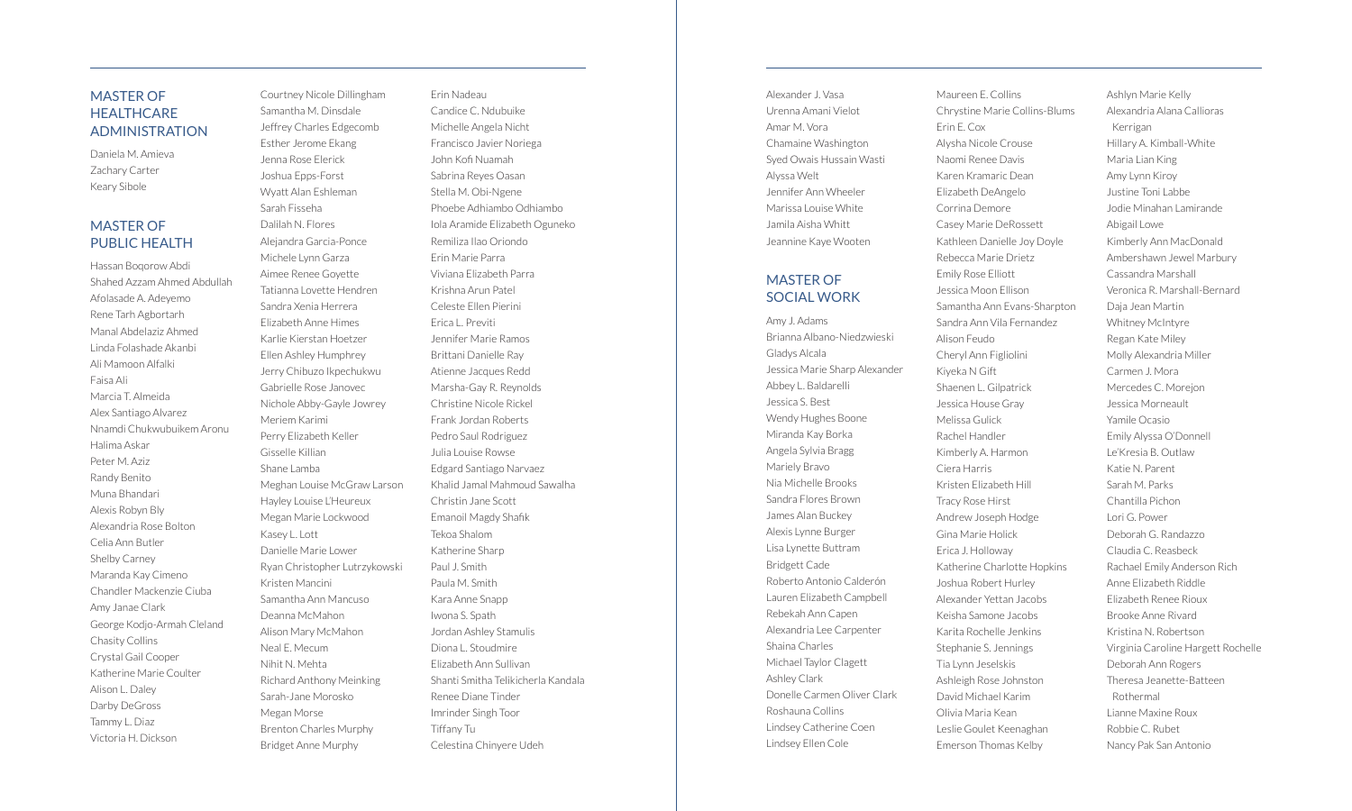## MASTER OF HEALTHCARE ADMINISTRATION

Daniela M. Amieva
Zachary Carter
Keary Sibole

## MASTER OF PUBLIC HEALTH

Hassan Boqorow Abdi
Shahed Azzam Ahmed Abdullah
Afolasade A. Adeyemo
Rene Tarh Agbortarh
Manal Abdelaziz Ahmed
Linda Folashade Akanbi
Ali Mamoon Alfalki
Faisa Ali
Marcia T. Almeida
Alex Santiago Alvarez
Nnamdi Chukwubuikem Aronu
Halima Askar
Peter M. Aziz
Randy Benito
Muna Bhandari
Alexis Robyn Bly
Alexandria Rose Bolton
Celia Ann Butler
Shelby Carney
Maranda Kay Cimeno
Chandler Mackenzie Ciuba
Amy Janae Clark
George Kodjo-Armah Cleland
Chasity Collins
Crystal Gail Cooper
Katherine Marie Coulter
Alison L. Daley
Darby DeGross
Tammy L. Diaz
Victoria H. Dickson
Courtney Nicole Dillingham
Samantha M. Dinsdale
Jeffrey Charles Edgecomb
Esther Jerome Ekang
Jenna Rose Elerick
Joshua Epps-Forst
Wyatt Alan Eshleman
Sarah Fisseha
Dalilah N. Flores
Alejandra Garcia-Ponce
Michele Lynn Garza
Aimee Renee Goyette
Tatianna Lovette Hendren
Sandra Xenia Herrera
Elizabeth Anne Himes
Karlie Kierstan Hoetzer
Ellen Ashley Humphrey
Jerry Chibuzo Ikpechukwu
Gabrielle Rose Janovec
Nichole Abby-Gayle Jowrey
Meriem Karimi
Perry Elizabeth Keller
Gisselle Killian
Shane Lamba
Meghan Louise McGraw Larson
Hayley Louise L'Heureux
Megan Marie Lockwood
Kasey L. Lott
Danielle Marie Lower
Ryan Christopher Lutrzykowski
Kristen Mancini
Samantha Ann Mancuso
Deanna McMahon
Alison Mary McMahon
Neal E. Mecum
Nihit N. Mehta
Richard Anthony Meinking
Sarah-Jane Morosko
Megan Morse
Brenton Charles Murphy
Bridget Anne Murphy
Erin Nadeau
Candice C. Ndubuike
Michelle Angela Nicht
Francisco Javier Noriega
John Kofi Nuamah
Sabrina Reyes Oasan
Stella M. Obi-Ngene
Phoebe Adhiambo Odhiambo
Iola Aramide Elizabeth Oguneko
Remiliza Ilao Oriondo
Erin Marie Parra
Viviana Elizabeth Parra
Krishna Arun Patel
Celeste Ellen Pierini
Erica L. Previti
Jennifer Marie Ramos
Brittani Danielle Ray
Atienne Jacques Redd
Marsha-Gay R. Reynolds
Christine Nicole Rickel
Frank Jordan Roberts
Pedro Saul Rodriguez
Julia Louise Rowse
Edgard Santiago Narvaez
Khalid Jamal Mahmoud Sawalha
Christin Jane Scott
Emanoil Magdy Shafik
Tekoa Shalom
Katherine Sharp
Paul J. Smith
Paula M. Smith
Kara Anne Snapp
Iwona S. Spath
Jordan Ashley Stamulis
Diona L. Stoudmire
Elizabeth Ann Sullivan
Shanti Smitha Telikicherla Kandala
Renee Diane Tinder
Imrinder Singh Toor
Tiffany Tu
Celestina Chinyere Udeh
Alexander J. Vasa
Urenna Amani Vielot
Amar M. Vora
Chamaine Washington
Syed Owais Hussain Wasti
Alyssa Welt
Jennifer Ann Wheeler
Marissa Louise White
Jamila Aisha Whitt
Jeannine Kaye Wooten

## MASTER OF SOCIAL WORK

Amy J. Adams
Brianna Albano-Niedzwieski
Gladys Alcala
Jessica Marie Sharp Alexander
Abbey L. Baldarelli
Jessica S. Best
Wendy Hughes Boone
Miranda Kay Borka
Angela Sylvia Bragg
Mariely Bravo
Nia Michelle Brooks
Sandra Flores Brown
James Alan Buckey
Alexis Lynne Burger
Lisa Lynette Buttram
Bridgett Cade
Roberto Antonio Calderón
Lauren Elizabeth Campbell
Rebekah Ann Capen
Alexandria Lee Carpenter
Shaina Charles
Michael Taylor Clagett
Ashley Clark
Donelle Carmen Oliver Clark
Roshauna Collins
Lindsey Catherine Coen
Lindsey Ellen Cole
Maureen E. Collins
Chrystine Marie Collins-Blums
Erin E. Cox
Alysha Nicole Crouse
Naomi Renee Davis
Karen Kramaric Dean
Elizabeth DeAngelo
Corrina Demore
Casey Marie DeRossett
Kathleen Danielle Joy Doyle
Rebecca Marie Dietz
Emily Rose Elliott
Jessica Moon Ellison
Samantha Ann Evans-Sharpton
Sandra Ann Vila Fernandez
Alison Feudo
Cheryl Ann Figliolini
Kiyeka N Gift
Shaenen L. Gilpatrick
Jessica House Gray
Melissa Gulick
Rachel Handler
Kimberly A. Harmon
Ciera Harris
Kristen Elizabeth Hill
Tracy Rose Hirst
Andrew Joseph Hodge
Gina Marie Holick
Erica J. Holloway
Katherine Charlotte Hopkins
Joshua Robert Hurley
Alexander Yettan Jacobs
Keisha Samone Jacobs
Karita Rochelle Jenkins
Stephanie S. Jennings
Tia Lynn Jeselskis
Ashleigh Rose Johnston
David Michael Karim
Olivia Maria Kean
Leslie Goulet Keenaghan
Emerson Thomas Kelby
Ashlyn Marie Kelly
Alexandria Alana Callioras Kerrigan
Hillary A. Kimball-White
Maria Lian King
Amy Lynn Kiroy
Justine Toni Labbe
Jodie Minahan Lamirande
Abigail Lowe
Kimberly Ann MacDonald
Ambershawn Jewel Marbury
Cassandra Marshall
Veronica R. Marshall-Bernard
Daja Jean Martin
Whitney McIntyre
Regan Kate Miley
Molly Alexandria Miller
Carmen J. Mora
Mercedes C. Morejon
Jessica Morneault
Yamile Ocasio
Emily Alyssa O'Donnell
Le'Kresia B. Outlaw
Katie N. Parent
Sarah M. Parks
Chantilla Pichon
Lori G. Power
Deborah G. Randazzo
Claudia C. Reasbeck
Rachael Emily Anderson Rich
Anne Elizabeth Riddle
Elizabeth Renee Rioux
Brooke Anne Rivard
Kristina N. Robertson
Virginia Caroline Hargett Rochelle
Deborah Ann Rogers
Theresa Jeanette-Batteen Rothermal
Lianne Maxine Roux
Robbie C. Rubet
Nancy Pak San Antonio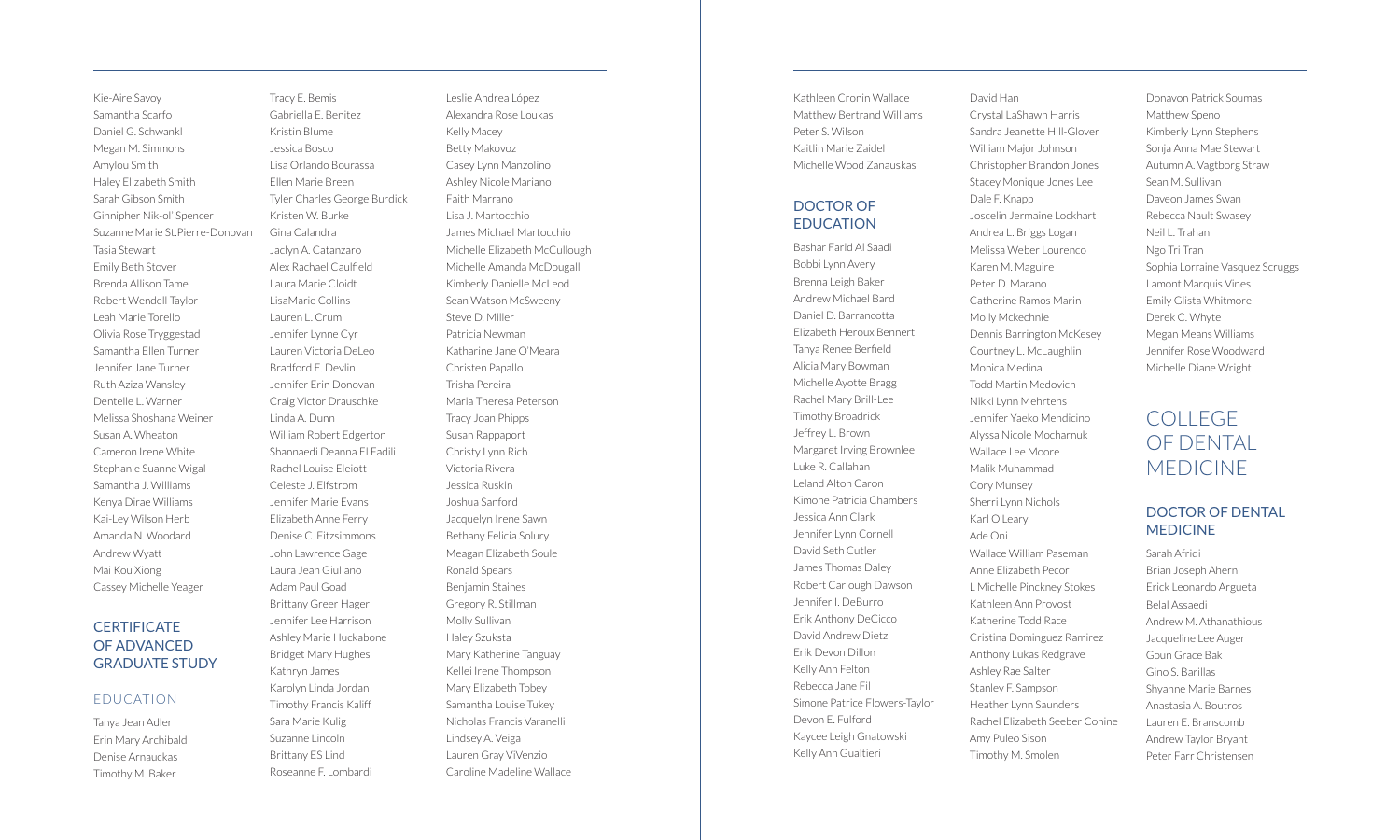Kie-Aire Savoy
Samantha Scarfo
Daniel G. Schwankl
Megan M. Simmons
Amylou Smith
Haley Elizabeth Smith
Sarah Gibson Smith
Ginnipher Nik-ol' Spencer
Suzanne Marie St.Pierre-Donovan
Tasia Stewart
Emily Beth Stover
Brenda Allison Tame
Robert Wendell Taylor
Leah Marie Torello
Olivia Rose Tryggestad
Samantha Ellen Turner
Jennifer Jane Turner
Ruth Aziza Wansley
Dentelle L. Warner
Melissa Shoshana Weiner
Susan A. Wheaton
Cameron Irene White
Stephanie Suanne Wigal
Samantha J. Williams
Kenya Dirae Williams
Kai-Ley Wilson Herb
Amanda N. Woodard
Andrew Wyatt
Mai Kou Xiong
Cassey Michelle Yeager

## CERTIFICATE OF ADVANCED GRADUATE STUDY

### EDUCATION

Tanya Jean Adler
Erin Mary Archibald
Denise Arnauckas
Timothy M. Baker
Tracy E. Bemis
Gabriella E. Benitez
Kristin Blume
Jessica Bosco
Lisa Orlando Bourassa
Ellen Marie Breen
Tyler Charles George Burdick
Kristen W. Burke
Gina Calandra
Jaclyn A. Catanzaro
Alex Rachael Caulfield
Laura Marie Cloidt
LisaMarie Collins
Lauren L. Crum
Jennifer Lynne Cyr
Lauren Victoria DeLeo
Bradford E. Devlin
Jennifer Erin Donovan
Craig Victor Drauschke
Linda A. Dunn
William Robert Edgerton
Shannaedi Deanna El Fadili
Rachel Louise Eleiott
Celeste J. Elfstrom
Jennifer Marie Evans
Elizabeth Anne Ferry
Denise C. Fitzsimmons
John Lawrence Gage
Laura Jean Giuliano
Adam Paul Goad
Brittany Greer Hager
Jennifer Lee Harrison
Ashley Marie Huckabone
Bridget Mary Hughes
Kathryn James
Karolyn Linda Jordan
Timothy Francis Kaliff
Sara Marie Kulig
Suzanne Lincoln
Brittany ES Lind
Roseanne F. Lombardi
Leslie Andrea López
Alexandra Rose Loukas
Kelly Macey
Betty Makovoz
Casey Lynn Manzolino
Ashley Nicole Mariano
Faith Marrano
Lisa J. Martocchio
James Michael Martocchio
Michelle Elizabeth McCullough
Michelle Amanda McDougall
Kimberly Danielle McLeod
Sean Watson McSweeny
Steve D. Miller
Patricia Newman
Katharine Jane O'Meara
Christen Papallo
Trisha Pereira
Maria Theresa Peterson
Tracy Joan Phipps
Susan Rappaport
Christy Lynn Rich
Victoria Rivera
Jessica Ruskin
Joshua Sanford
Jacquelyn Irene Sawn
Bethany Felicia Solury
Meagan Elizabeth Soule
Ronald Spears
Benjamin Staines
Gregory R. Stillman
Molly Sullivan
Haley Szuksta
Mary Katherine Tanguay
Kellei Irene Thompson
Mary Elizabeth Tobey
Samantha Louise Tukey
Nicholas Francis Varanelli
Lindsey A. Veiga
Lauren Gray ViVenzio
Caroline Madeline Wallace
Kathleen Cronin Wallace
Matthew Bertrand Williams
Peter S. Wilson
Kaitlin Marie Zaidel
Michelle Wood Zanauskas

## DOCTOR OF EDUCATION

Bashar Farid Al Saadi
Bobbi Lynn Avery
Brenna Leigh Baker
Andrew Michael Bard
Daniel D. Barrancotta
Elizabeth Heroux Bennert
Tanya Renee Berfield
Alicia Mary Bowman
Michelle Ayotte Bragg
Rachel Mary Brill-Lee
Timothy Broadrick
Jeffrey L. Brown
Margaret Irving Brownlee
Luke R. Callahan
Leland Alton Caron
Kimone Patricia Chambers
Jessica Ann Clark
Jennifer Lynn Cornell
David Seth Cutler
James Thomas Daley
Robert Carlough Dawson
Jennifer I. DeBurro
Erik Anthony DeCicco
David Andrew Dietz
Erik Devon Dillon
Kelly Ann Felton
Rebecca Jane Fil
Simone Patrice Flowers-Taylor
Devon E. Fulford
Kaycee Leigh Gnatowski
Kelly Ann Gualtieri
David Han
Crystal LaShawn Harris
Sandra Jeanette Hill-Glover
William Major Johnson
Christopher Brandon Jones
Stacey Monique Jones Lee
Dale F. Knapp
Joscelin Jermaine Lockhart
Andrea L. Briggs Logan
Melissa Weber Lourenco
Karen M. Maguire
Peter D. Marano
Catherine Ramos Marin
Molly Mckechnie
Dennis Barrington McKesey
Courtney L. McLaughlin
Monica Medina
Todd Martin Medovich
Nikki Lynn Mehrtens
Jennifer Yaeko Mendicino
Alyssa Nicole Mocharnuk
Wallace Lee Moore
Malik Muhammad
Cory Munsey
Sherri Lynn Nichols
Karl O'Leary
Ade Oni
Wallace William Paseman
Anne Elizabeth Pecor
L Michelle Pinckney Stokes
Kathleen Ann Provost
Katherine Todd Race
Cristina Dominguez Ramirez
Anthony Lukas Redgrave
Ashley Rae Salter
Stanley F. Sampson
Heather Lynn Saunders
Rachel Elizabeth Seeber Conine
Amy Puleo Sison
Timothy M. Smolen
Donavon Patrick Soumas
Matthew Speno
Kimberly Lynn Stephens
Sonja Anna Mae Stewart
Autumn A. Vagtborg Straw
Sean M. Sullivan
Daveon James Swan
Rebecca Nault Swasey
Neil L. Trahan
Ngo Tri Tran
Sophia Lorraine Vasquez Scruggs
Lamont Marquis Vines
Emily Glista Whitmore
Derek C. Whyte
Megan Means Williams
Jennifer Rose Woodward
Michelle Diane Wright

# COLLEGE OF DENTAL MEDICINE

## DOCTOR OF DENTAL MEDICINE

Sarah Afridi
Brian Joseph Ahern
Erick Leonardo Argueta
Belal Assaedi
Andrew M. Athanathious
Jacqueline Lee Auger
Goun Grace Bak
Gino S. Barillas
Shyanne Marie Barnes
Anastasia A. Boutros
Lauren E. Branscomb
Andrew Taylor Bryant
Peter Farr Christensen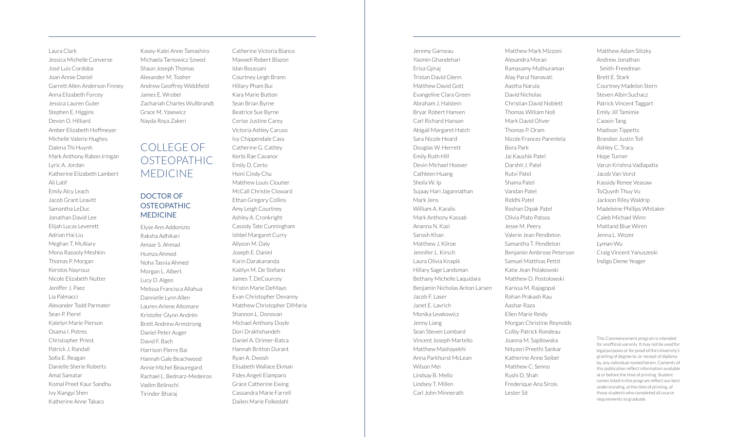Laura Clark
Jessica Michelle Converse
José Luis Cordoba
Joan Annie Daniel
Garrett Allen Anderson Finney
Anna Elizabeth Forcey
Jessica Lauren Guter
Stephen E. Higgins
Devon O. Hilliard
Amber Elizabeth Hoffmeyer
Michelle Valerie Hughes
Dalena Thi Huynh
Mark Anthony Rabon Iringan
Lyric A. Jordan
Katherine Elizabeth Lambert
Ali Latif
Emily Alcy Leach
Jacob Grant Leavitt
Samantha LeDuc
Jonathan David Lee
Elijah Lucas Leverett
Adrian Hai Liu
Meghan T. McAlary
Mona Rasooly Meshkin
Thomas P. Morgan
Kerolos Nayrouz
Nicole Elizabeth Nutter
Jeniffer J. Paez
Lia Palmacci
Alexander Todd Parmater
Sean P. Pierel
Katelyn Marie Pierson
Osama I. Potres
Christopher Priest
Patrick J. Randall
Sofia E. Reagan
Danielle Sherie Roberts
Amal Samatar
Komal Preet Kaur Sandhu
Ivy Xiangyi Shen
Katherine Anne Takacs
Kasey-Kalei Anne Tamashiro
Michaela Tarnowicz Szwed
Shaun Joseph Thomas
Alexander M. Tooher
Andrew Geoffrey Widdifield
James E. Wrobel
Zachariah Charles Wullbrandt
Grace M. Yasewicz
Nayda Roya Zakeri

# COLLEGE OF OSTEOPATHIC MEDICINE

## DOCTOR OF OSTEOPATHIC MEDICINE

Elyse Ann Addonizio
Raksha Adhikari
Amaar S. Ahmad
Humza Ahmed
Noha Tasnia Ahmed
Morgan L. Albert
Lucy D. Algeo
Melissa Francisca Allahua
Dannielle Lynn Allen
Lauren Arlene Altomare
Kristofer Glynn Andrén
Brett Andrew Armstrong
Daniel Peter Auger
David F. Bach
Harrison Pierre Bai
Hannah Gale Beachwood
Annie Michel Beauregard
Rachael L. Bednarz-Medeiros
Vadim Belinschi
Tirinder Bharaj
Catherine Victoria Bianco
Maxwell Robert Blazon
Idan Boussani
Courtney Leigh Brann
Hillary Pham Bui
Kara Marie Button
Sean Brian Byrne
Beatrice Sue Byrne
Cerise Justine Carey
Victoria Ashley Caruso
Ivy Chippendale Cass
Catherine G. Cattley
Kerbi Rae Cavanor
Emily D. Certo
Hsini Cindy Chu
Matthew Louis Cloutier
McCall Christie Cloward
Ethan Gregory Collins
Amy Leigh Courtney
Ashley A. Cronkright
Cassidy Tate Cunningham
Ishbel Margaret Curry
Allyson M. Daly
Joseph E. Daniel
Karin Darakananda
Kaitlyn M. De Stefano
James T. DeCourcey
Kristin Marie DeMayo
Evan Christopher Devanny
Matthew Christopher DiMaria
Shannon L. Donovan
Michael Anthony Doyle
Dori Drakhshandeh
Daniel A. Drimer-Batca
Hannah Britton Durant
Ryan A. Dwosh
Elisabeth Wallace Ekman
Fides Angeli Elamparo
Grace Catherine Ewing
Cassandra Marie Farrell
Dailen Marie Folkedahl
Jeremy Garneau
Yasmin Ghandehari
Erisa Gjinaj
Tristan David Glenn
Matthew David Gott
Evangeline Clara Green
Abraham J. Halstein
Bryar Robert Hansen
Carl Richard Hanson
Abigail Margaret Hatch
Sara Nicole Heard
Douglas W. Herrett
Emily Ruth Hill
Devin Michael Hoover
Cathleen Huang
Sheila W. Ip
Sujaay Hari Jagannathan
Mark Jens
William A. Karalis
Mark Anthony Kassab
Ananna N. Kazi
Sarosh Khan
Matthew J. Kilroe
Jennifer L. Kirsch
Laura Olivia Knapik
Hillary Sage Landsman
Bethany Michelle Laquidara
Benjamin Nicholas Anton Larsen
Jacob F. Laser
Janet E. Lavrich
Monika Lewkowicz
Jenny Liang
Sean Steven Lombard
Vincent Joseph Martello
Matthew Mashayekhi
Anna Parkhurst McLean
Wilson Mei
Lindsay B. Mello
Lindsey T. Millen
Carl John Minnerath
Matthew Mark Mizzoni
Alexandra Moran
Ramasamy Muthuraman
Alay Parul Nanavati
Aastha Narula
David Nicholas
Christian David Noblett
Thomas William Noll
Mark David Oliver
Thomas P. Oram
Nicole Frances Parentela
Bora Park
Jai Kaushik Patel
Darshit J. Patel
Rutvi Patel
Shama Patel
Vandan Patel
Riddhi Patel
Roshan Dipak Patel
Olivia Plato Patsos
Jesse M. Peery
Valerie Jean Pendleton
Samantha T. Pendleton
Benjamin Ambrose Peterson
Samuel Matthias Pettit
Katie Jean Polakowski
Matthew D. Postolowski
Karissa M. Rajagopal
Rohan Prakash Rau
Aashar Raza
Ellen Marie Reidy
Morgan Christine Reynolds
Colby Patrick Rondeau
Joanna M. Sajdlowska
Nityasri Preethi Sankar
Katherine Anne Seibel
Matthew C. Senno
Rushi D. Shah
Frederique Ana Sirois
Lester Sit
Matthew Adam Slitzky
Andrew Jonathan Smith-Freedman
Brett E. Stark
Courtney Madelon Stern
Steven Albin Suchacz
Patrick Vincent Taggart
Emily Jill Tamimie
Caoxin Tang
Madison Tippetts
Brandon Justin Toll
Ashley C. Tracy
Hope Turner
Varun Krishna Vadlapatla
Jacob Van Vorst
Kassidy Renee Veasaw
ToQuynh Thuy Vu
Jackson Riley Waldrip
Madeleine Phillips Whitaker
Caleb Michael Winn
Maitland Blue Wiren
Jenna L. Wozer
Lyman Wu
Craig Vincent Yanuszeski
Indigo Deme Yeager

This Commencement program is intended for unofficial use only. It may not be used for legal purposes or for proof of the University's granting of degree to, or receipt of diploma by, any individual named herein. Contents of this publication reflect information available at or before the time of printing. Student names listed in this program reflect our best understanding, at the time of printing, of those students who completed all course requirements to graduate.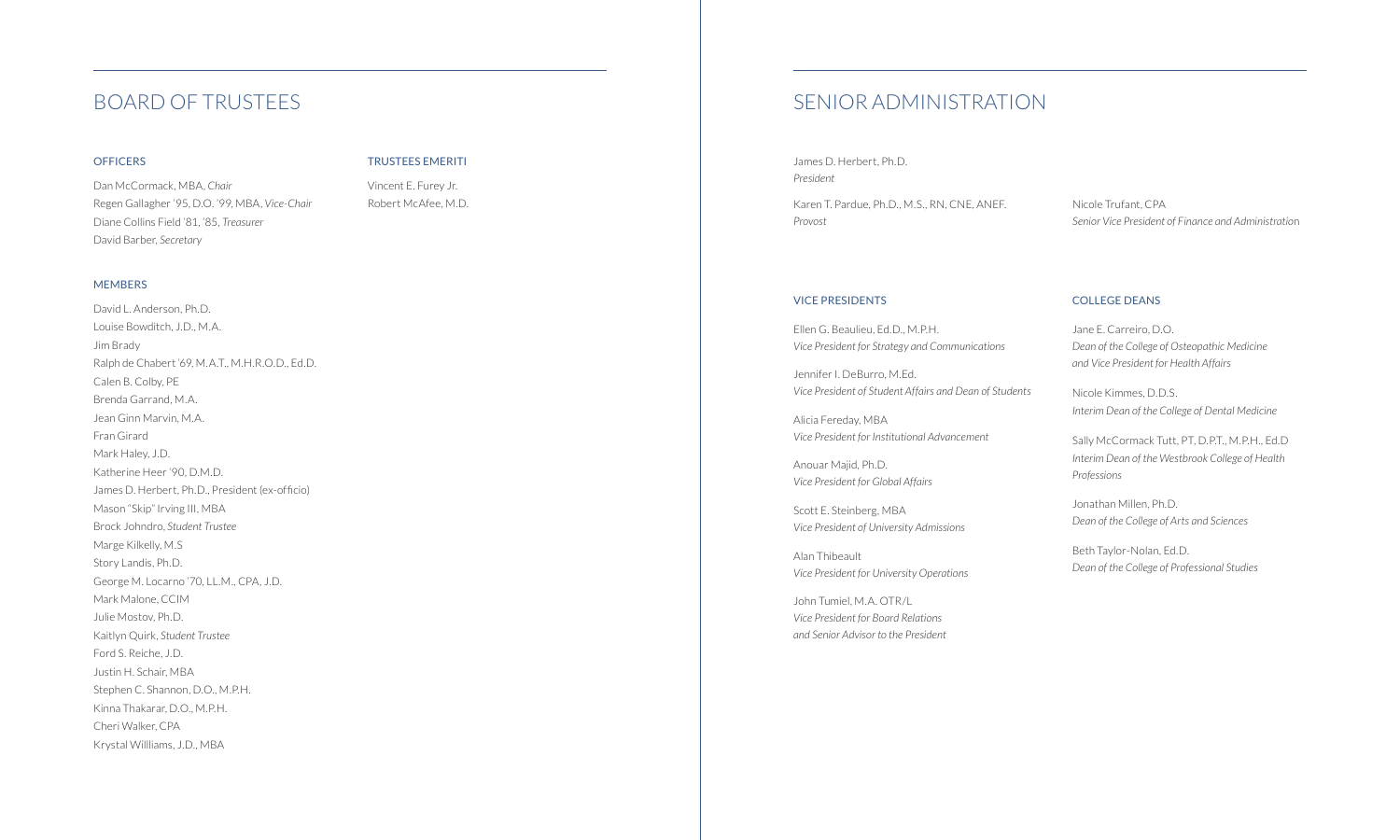# BOARD OF TRUSTEES

### OFFICERS

Dan McCormack, MBA, *Chair*
Regen Gallagher '95, D.O. '99, MBA, *Vice-Chair*
Diane Collins Field '81, '85, *Treasurer*
David Barber, *Secretary*

### TRUSTEES EMERITI

Vincent E. Furey Jr.
Robert McAfee, M.D.

### MEMBERS

David L. Anderson, Ph.D.
Louise Bowditch, J.D., M.A.
Jim Brady
Ralph de Chabert '69, M.A.T., M.H.R.O.D., Ed.D.
Calen B. Colby, PE
Brenda Garrand, M.A.
Jean Ginn Marvin, M.A.
Fran Girard
Mark Haley, J.D.
Katherine Heer '90, D.M.D.
James D. Herbert, Ph.D., President (ex-officio)
Mason "Skip" Irving III, MBA
Brock Johndro, *Student Trustee*
Marge Kilkelly, M.S
Story Landis, Ph.D.
George M. Locarno '70, LL.M., CPA, J.D.
Mark Malone, CCIM
Julie Mostov, Ph.D.
Kaitlyn Quirk, *Student Trustee*
Ford S. Reiche, J.D.
Justin H. Schair, MBA
Stephen C. Shannon, D.O., M.P.H.
Kinna Thakarar, D.O., M.P.H.
Cheri Walker, CPA
Krystal Willliams, J.D., MBA

# SENIOR ADMINISTRATION

James D. Herbert, Ph.D.
*President*

Karen T. Pardue, Ph.D., M.S., RN, CNE, ANEF.
*Provost*

Nicole Trufant, CPA
*Senior Vice President of Finance and Administration*

### VICE PRESIDENTS

Ellen G. Beaulieu, Ed.D., M.P.H.
*Vice President for Strategy and Communications*

Jennifer I. DeBurro, M.Ed.
*Vice President of Student Affairs and Dean of Students*

Alicia Fereday, MBA
*Vice President for Institutional Advancement*

Anouar Majid, Ph.D.
*Vice President for Global Affairs*

Scott E. Steinberg, MBA
*Vice President of University Admissions*

Alan Thibeault
*Vice President for University Operations*

John Tumiel, M.A. OTR/L
*Vice President for Board Relations and Senior Advisor to the President*

### COLLEGE DEANS

Jane E. Carreiro, D.O.
*Dean of the College of Osteopathic Medicine and Vice President for Health Affairs*

Nicole Kimmes, D.D.S.
*Interim Dean of the College of Dental Medicine*

Sally McCormack Tutt, PT, D.P.T., M.P.H., Ed.D
*Interim Dean of the Westbrook College of Health Professions*

Jonathan Millen, Ph.D.
*Dean of the College of Arts and Sciences*

Beth Taylor-Nolan, Ed.D.
*Dean of the College of Professional Studies*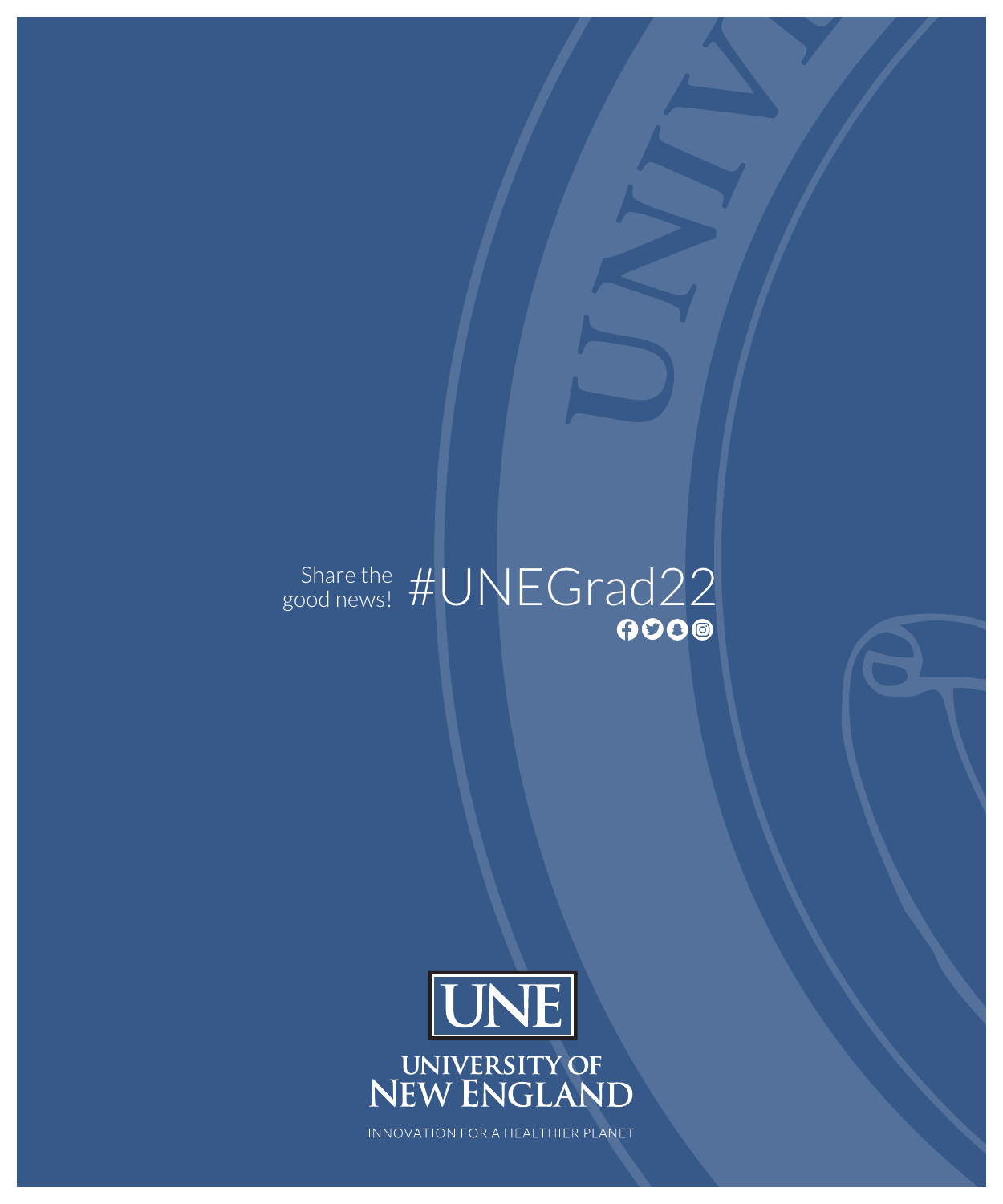Share the good news! #UNEGrad22

UNE

UNIVERSITY OF NEW ENGLAND

INNOVATION FOR A HEALTHIER PLANET